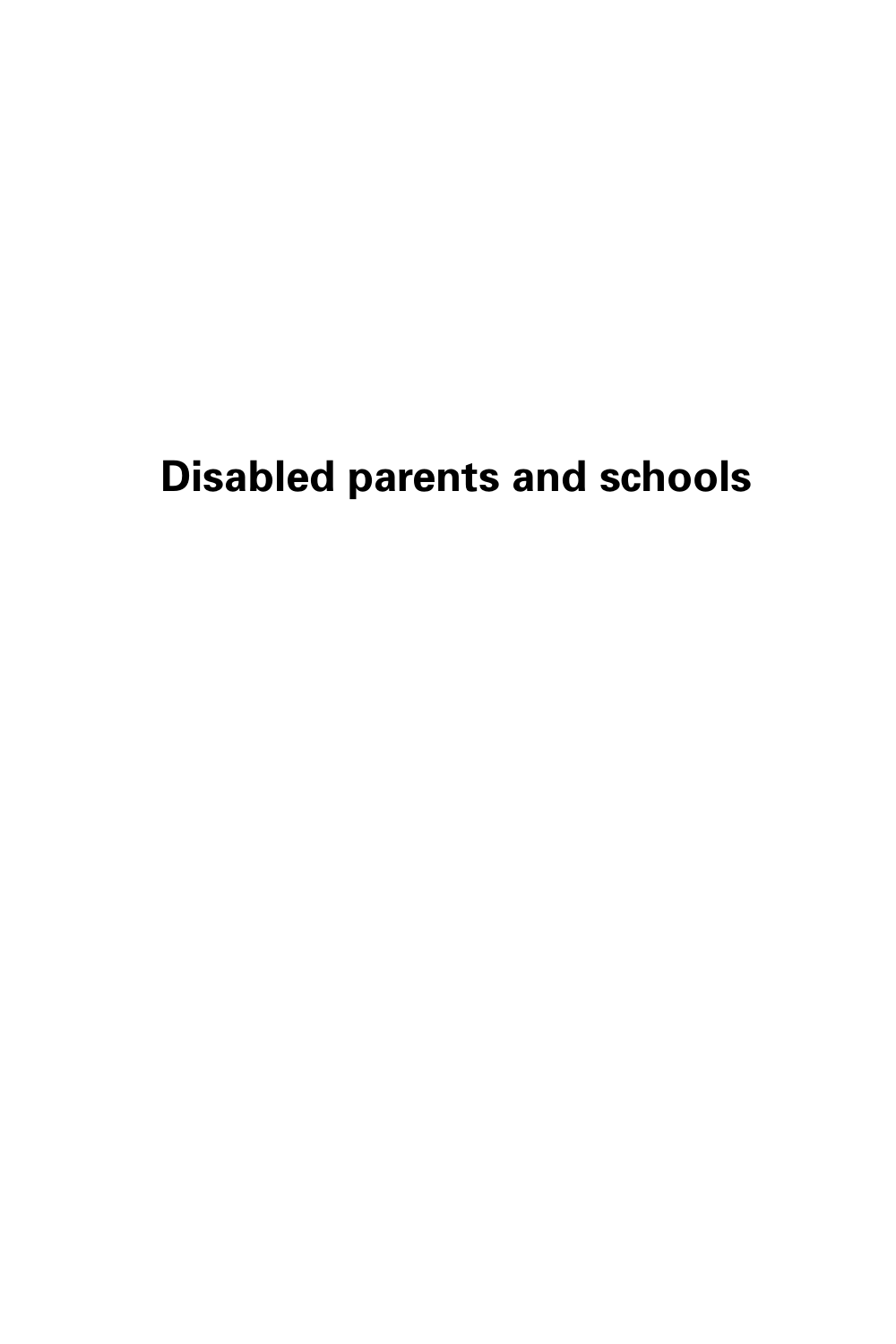# Disabled parents and schools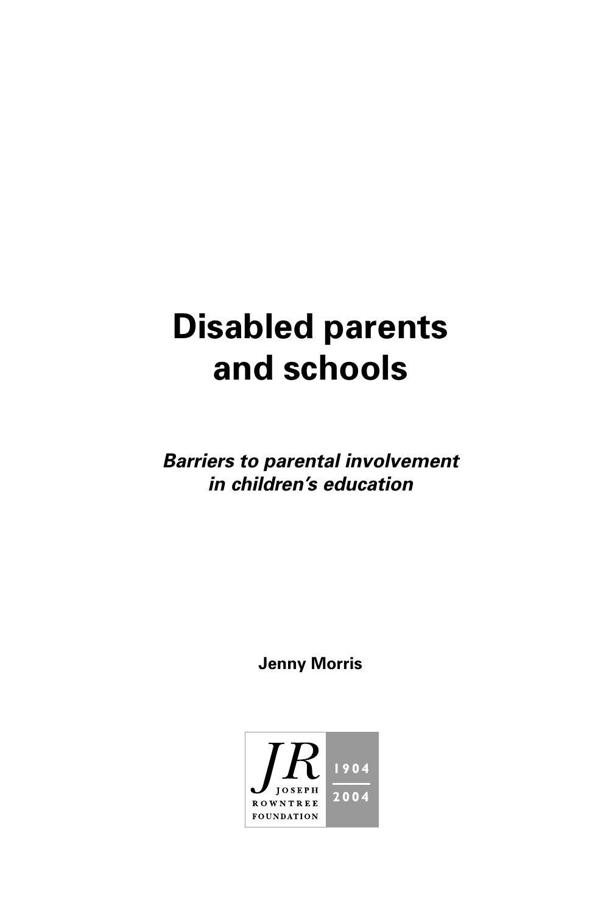# Disabled parents and schools

***Barriers to parental involvement in children's education***

**Jenny Morris**

JR JOSEPH ROWNTREE FOUNDATION 1904 2004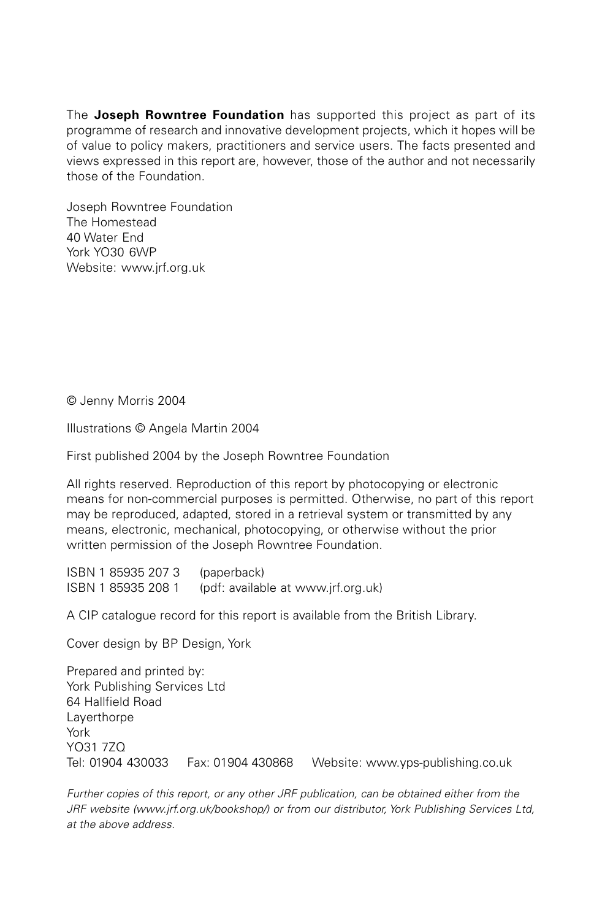The **Joseph Rowntree Foundation** has supported this project as part of its programme of research and innovative development projects, which it hopes will be of value to policy makers, practitioners and service users. The facts presented and views expressed in this report are, however, those of the author and not necessarily those of the Foundation.

Joseph Rowntree Foundation
The Homestead
40 Water End
York YO30 6WP
Website: www.jrf.org.uk

© Jenny Morris 2004

Illustrations © Angela Martin 2004

First published 2004 by the Joseph Rowntree Foundation

All rights reserved. Reproduction of this report by photocopying or electronic means for non-commercial purposes is permitted. Otherwise, no part of this report may be reproduced, adapted, stored in a retrieval system or transmitted by any means, electronic, mechanical, photocopying, or otherwise without the prior written permission of the Joseph Rowntree Foundation.

ISBN 1 85935 207 3 (paperback)
ISBN 1 85935 208 1 (pdf: available at www.jrf.org.uk)

A CIP catalogue record for this report is available from the British Library.

Cover design by BP Design, York

Prepared and printed by:
York Publishing Services Ltd
64 Hallfield Road
Layerthorpe
York
YO31 7ZQ
Tel: 01904 430033 Fax: 01904 430868 Website: www.yps-publishing.co.uk

*Further copies of this report, or any other JRF publication, can be obtained either from the JRF website (www.jrf.org.uk/bookshop/) or from our distributor, York Publishing Services Ltd, at the above address.*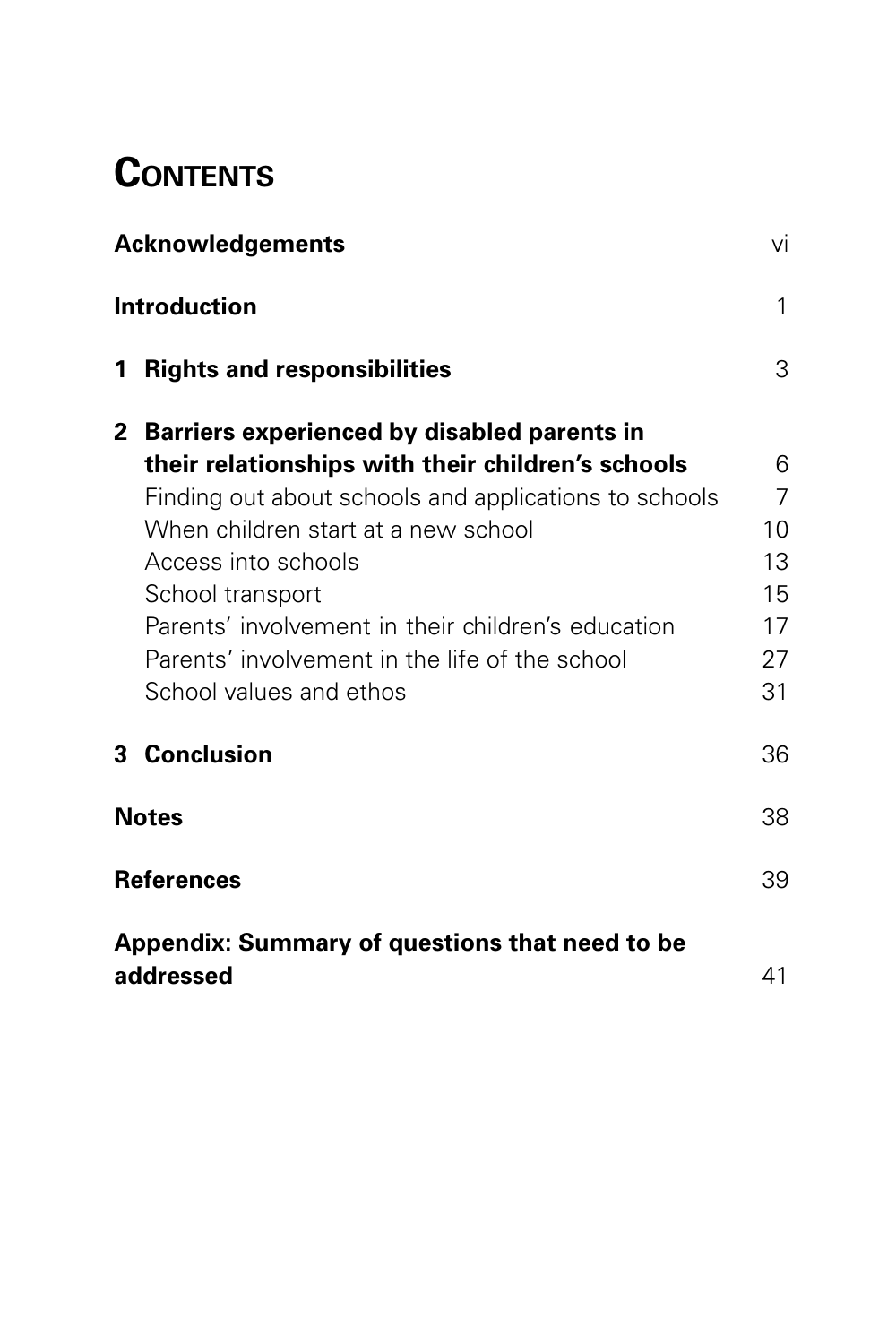# Contents

| | |
|---|---|
| **Acknowledgements** | vi |
| **Introduction** | 1 |
| **1 Rights and responsibilities** | 3 |
| **2 Barriers experienced by disabled parents in their relationships with their children's schools** | 6 |
| Finding out about schools and applications to schools | 7 |
| When children start at a new school | 10 |
| Access into schools | 13 |
| School transport | 15 |
| Parents' involvement in their children's education | 17 |
| Parents' involvement in the life of the school | 27 |
| School values and ethos | 31 |
| **3 Conclusion** | 36 |
| **Notes** | 38 |
| **References** | 39 |
| **Appendix: Summary of questions that need to be addressed** | 41 |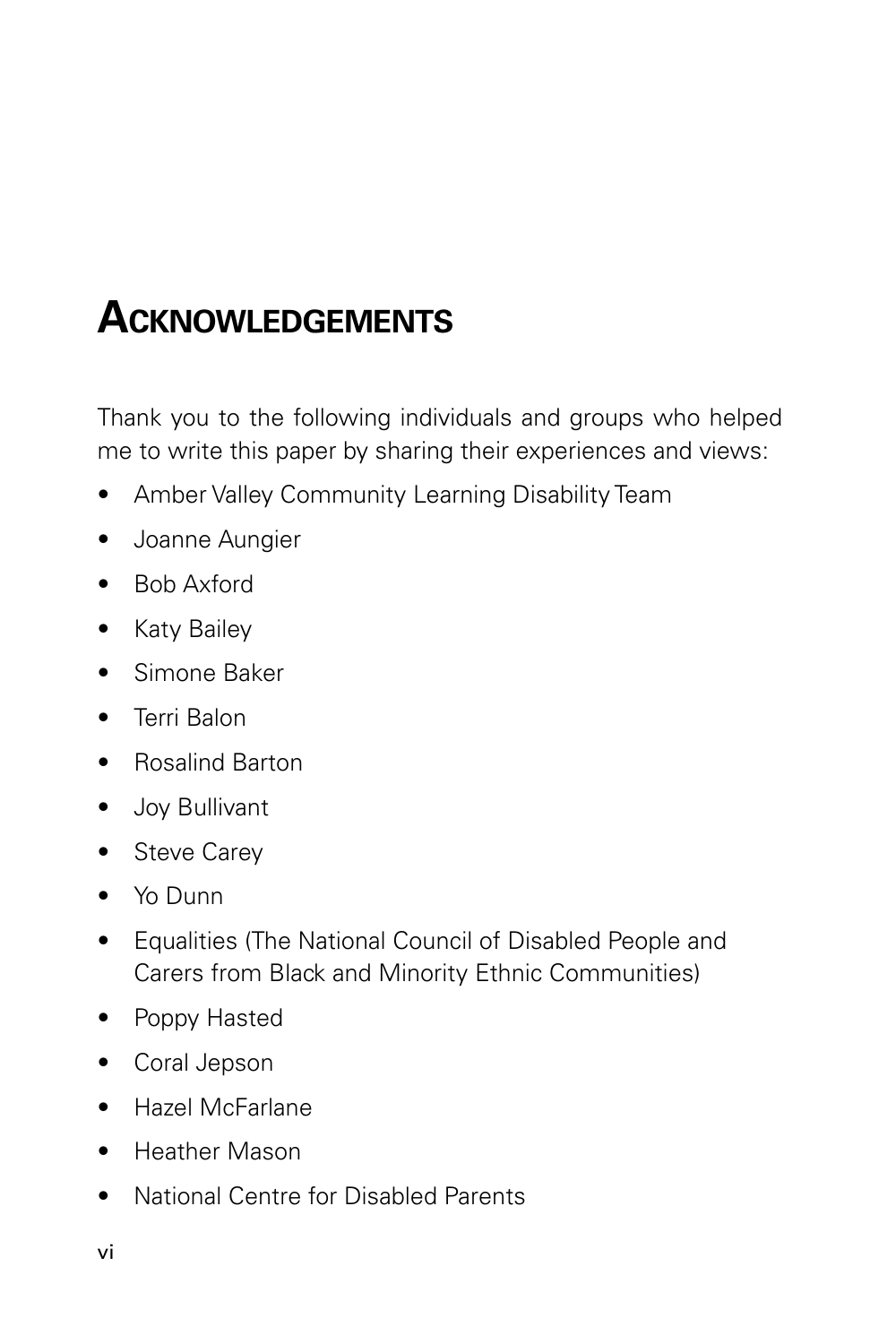# Acknowledgements

Thank you to the following individuals and groups who helped me to write this paper by sharing their experiences and views:

- Amber Valley Community Learning Disability Team
- Joanne Aungier
- Bob Axford
- Katy Bailey
- Simone Baker
- Terri Balon
- Rosalind Barton
- Joy Bullivant
- Steve Carey
- Yo Dunn
- Equalities (The National Council of Disabled People and Carers from Black and Minority Ethnic Communities)
- Poppy Hasted
- Coral Jepson
- Hazel McFarlane
- Heather Mason
- National Centre for Disabled Parents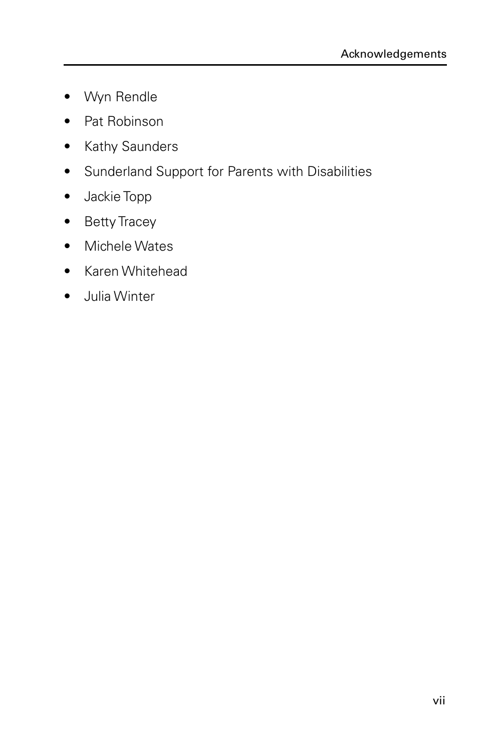- Wyn Rendle
- Pat Robinson
- Kathy Saunders
- Sunderland Support for Parents with Disabilities
- Jackie Topp
- Betty Tracey
- Michele Wates
- Karen Whitehead
- Julia Winter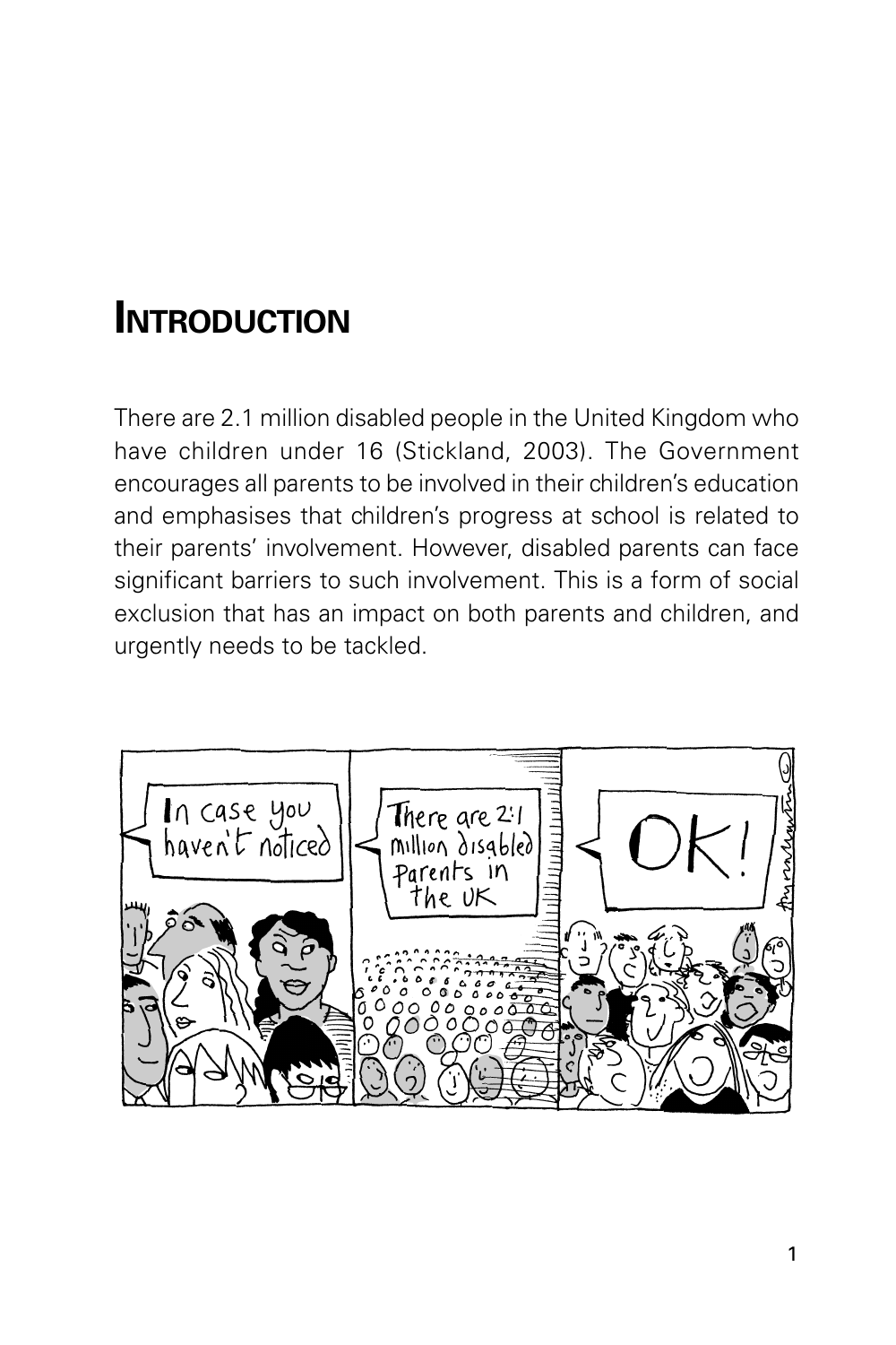# INTRODUCTION

There are 2.1 million disabled people in the United Kingdom who have children under 16 (Stickland, 2003). The Government encourages all parents to be involved in their children's education and emphasises that children's progress at school is related to their parents' involvement. However, disabled parents can face significant barriers to such involvement. This is a form of social exclusion that has an impact on both parents and children, and urgently needs to be tackled.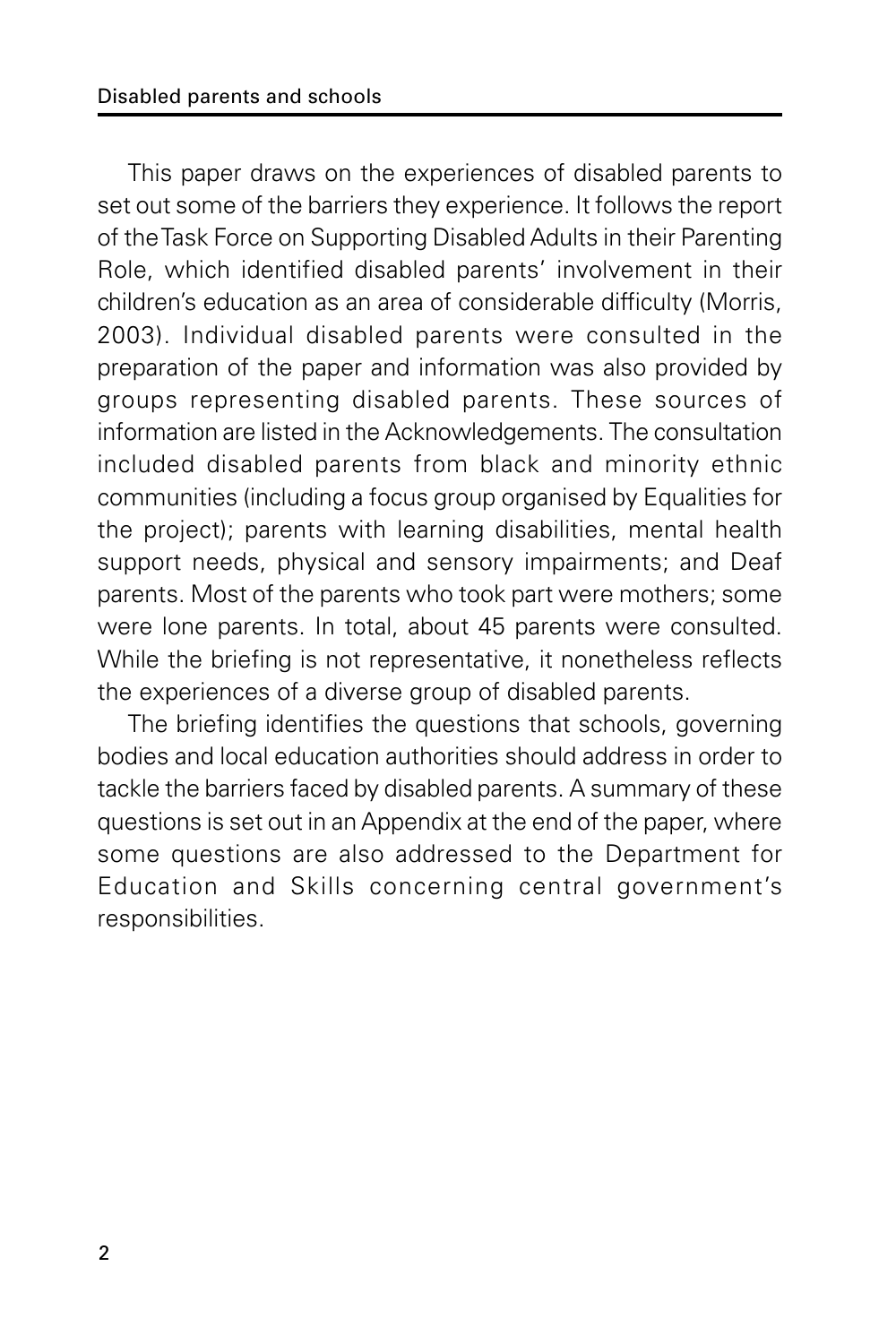This paper draws on the experiences of disabled parents to set out some of the barriers they experience. It follows the report of the Task Force on Supporting Disabled Adults in their Parenting Role, which identified disabled parents' involvement in their children's education as an area of considerable difficulty (Morris, 2003). Individual disabled parents were consulted in the preparation of the paper and information was also provided by groups representing disabled parents. These sources of information are listed in the Acknowledgements. The consultation included disabled parents from black and minority ethnic communities (including a focus group organised by Equalities for the project); parents with learning disabilities, mental health support needs, physical and sensory impairments; and Deaf parents. Most of the parents who took part were mothers; some were lone parents. In total, about 45 parents were consulted. While the briefing is not representative, it nonetheless reflects the experiences of a diverse group of disabled parents.

The briefing identifies the questions that schools, governing bodies and local education authorities should address in order to tackle the barriers faced by disabled parents. A summary of these questions is set out in an Appendix at the end of the paper, where some questions are also addressed to the Department for Education and Skills concerning central government's responsibilities.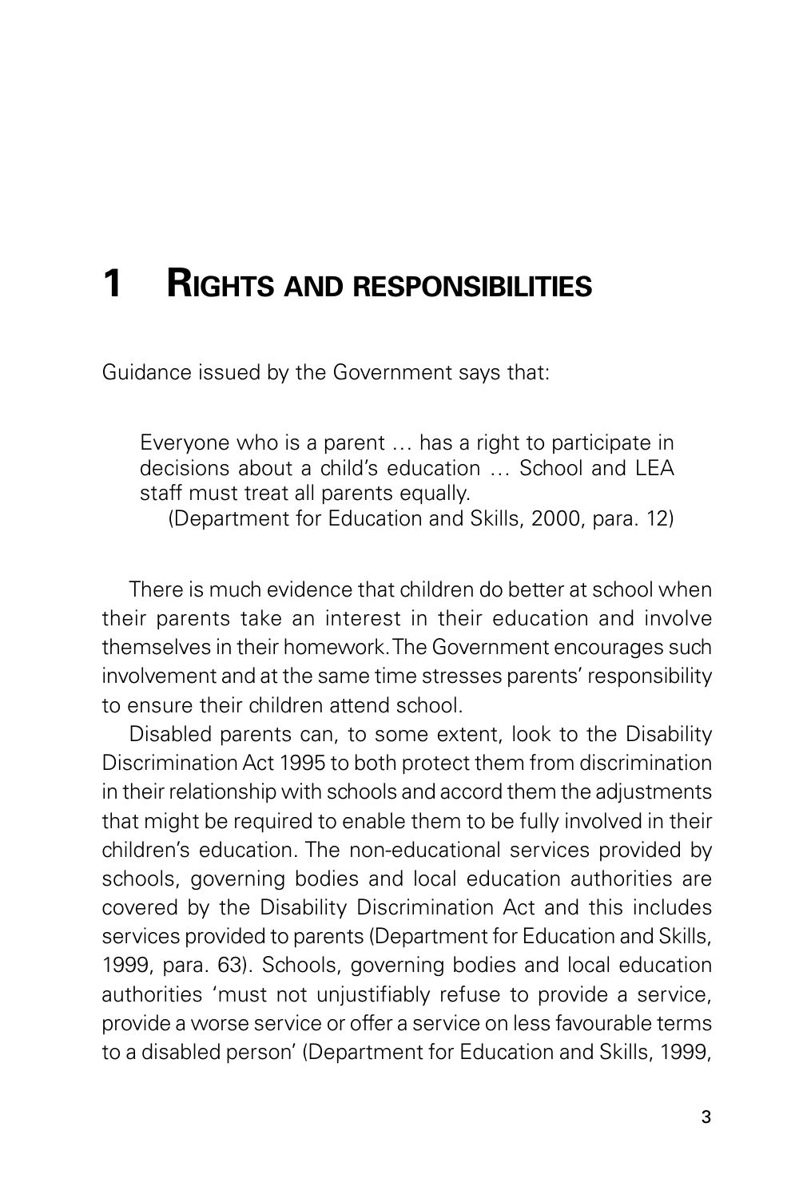# 1 Rights and responsibilities

Guidance issued by the Government says that:

> Everyone who is a parent … has a right to participate in decisions about a child's education … School and LEA staff must treat all parents equally.
>
> (Department for Education and Skills, 2000, para. 12)

There is much evidence that children do better at school when their parents take an interest in their education and involve themselves in their homework. The Government encourages such involvement and at the same time stresses parents' responsibility to ensure their children attend school.

Disabled parents can, to some extent, look to the Disability Discrimination Act 1995 to both protect them from discrimination in their relationship with schools and accord them the adjustments that might be required to enable them to be fully involved in their children's education. The non-educational services provided by schools, governing bodies and local education authorities are covered by the Disability Discrimination Act and this includes services provided to parents (Department for Education and Skills, 1999, para. 63). Schools, governing bodies and local education authorities 'must not unjustifiably refuse to provide a service, provide a worse service or offer a service on less favourable terms to a disabled person' (Department for Education and Skills, 1999,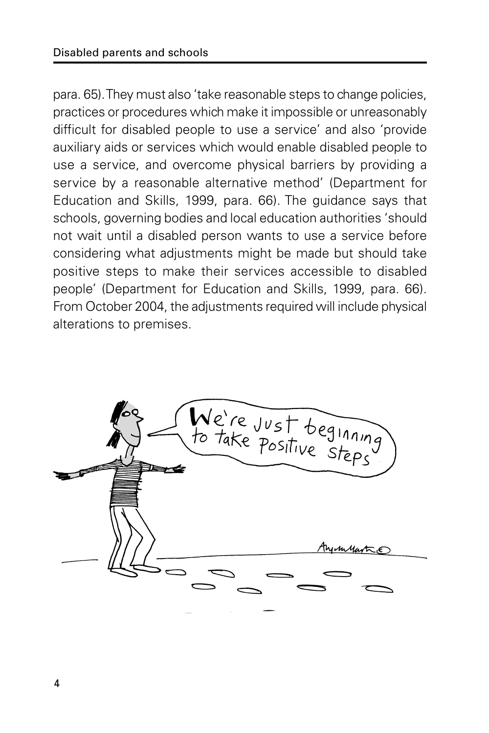para. 65). They must also 'take reasonable steps to change policies, practices or procedures which make it impossible or unreasonably difficult for disabled people to use a service' and also 'provide auxiliary aids or services which would enable disabled people to use a service, and overcome physical barriers by providing a service by a reasonable alternative method' (Department for Education and Skills, 1999, para. 66). The guidance says that schools, governing bodies and local education authorities 'should not wait until a disabled person wants to use a service before considering what adjustments might be made but should take positive steps to make their services accessible to disabled people' (Department for Education and Skills, 1999, para. 66). From October 2004, the adjustments required will include physical alterations to premises.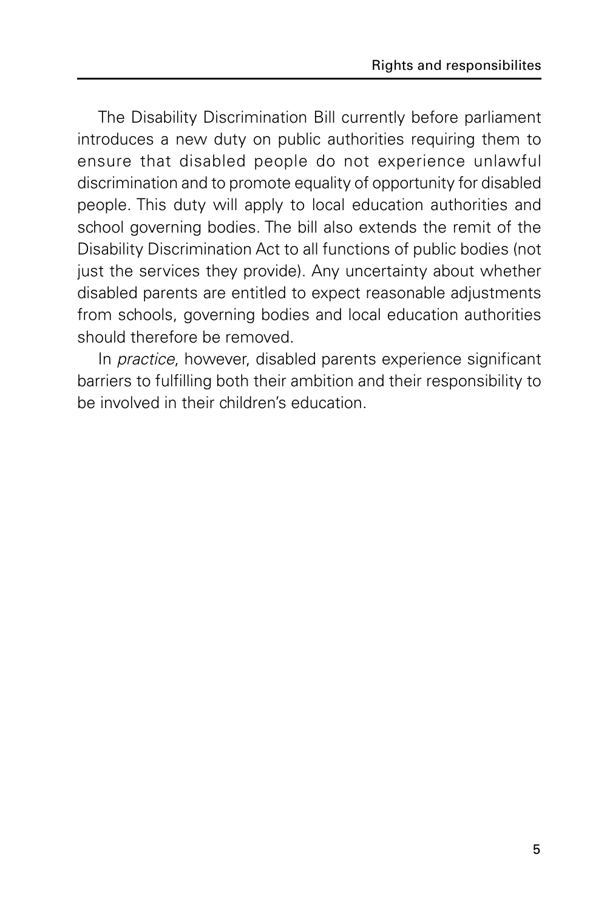The Disability Discrimination Bill currently before parliament introduces a new duty on public authorities requiring them to ensure that disabled people do not experience unlawful discrimination and to promote equality of opportunity for disabled people. This duty will apply to local education authorities and school governing bodies. The bill also extends the remit of the Disability Discrimination Act to all functions of public bodies (not just the services they provide). Any uncertainty about whether disabled parents are entitled to expect reasonable adjustments from schools, governing bodies and local education authorities should therefore be removed.

In *practice*, however, disabled parents experience significant barriers to fulfilling both their ambition and their responsibility to be involved in their children's education.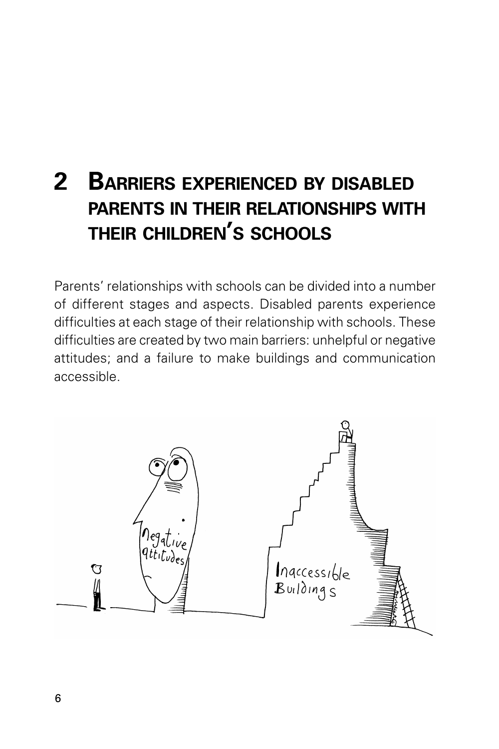## 2 Barriers experienced by disabled parents in their relationships with their children's schools

Parents' relationships with schools can be divided into a number of different stages and aspects. Disabled parents experience difficulties at each stage of their relationship with schools. These difficulties are created by two main barriers: unhelpful or negative attitudes; and a failure to make buildings and communication accessible.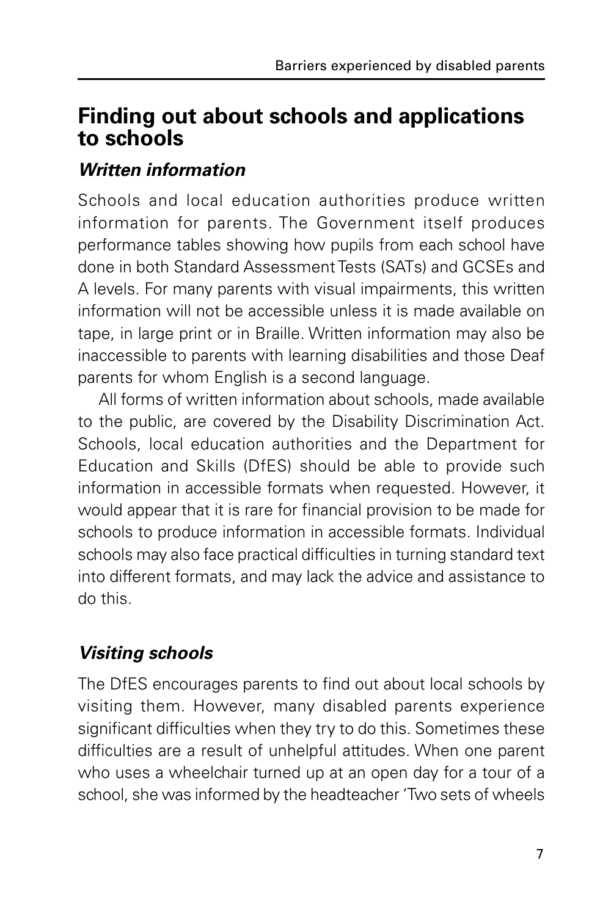## Finding out about schools and applications to schools

### *Written information*

Schools and local education authorities produce written information for parents. The Government itself produces performance tables showing how pupils from each school have done in both Standard Assessment Tests (SATs) and GCSEs and A levels. For many parents with visual impairments, this written information will not be accessible unless it is made available on tape, in large print or in Braille. Written information may also be inaccessible to parents with learning disabilities and those Deaf parents for whom English is a second language.

All forms of written information about schools, made available to the public, are covered by the Disability Discrimination Act. Schools, local education authorities and the Department for Education and Skills (DfES) should be able to provide such information in accessible formats when requested. However, it would appear that it is rare for financial provision to be made for schools to produce information in accessible formats. Individual schools may also face practical difficulties in turning standard text into different formats, and may lack the advice and assistance to do this.

### *Visiting schools*

The DfES encourages parents to find out about local schools by visiting them. However, many disabled parents experience significant difficulties when they try to do this. Sometimes these difficulties are a result of unhelpful attitudes. When one parent who uses a wheelchair turned up at an open day for a tour of a school, she was informed by the headteacher 'Two sets of wheels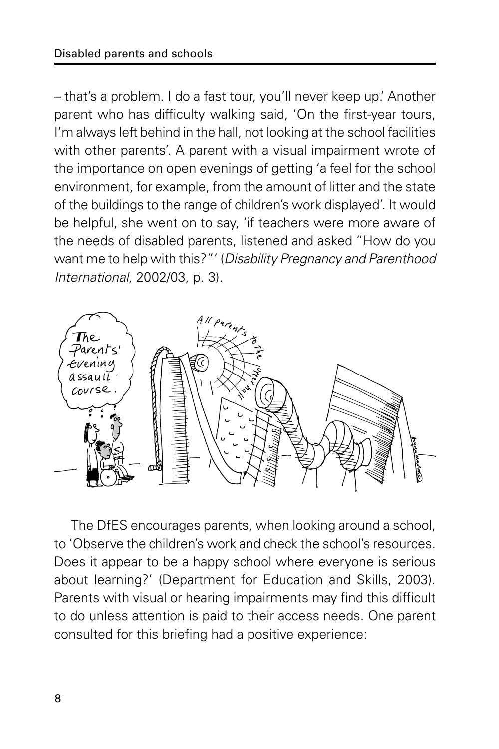– that's a problem. I do a fast tour, you'll never keep up.' Another parent who has difficulty walking said, 'On the first-year tours, I'm always left behind in the hall, not looking at the school facilities with other parents'. A parent with a visual impairment wrote of the importance on open evenings of getting 'a feel for the school environment, for example, from the amount of litter and the state of the buildings to the range of children's work displayed'. It would be helpful, she went on to say, 'if teachers were more aware of the needs of disabled parents, listened and asked "How do you want me to help with this?"' (*Disability Pregnancy and Parenthood International*, 2002/03, p. 3).

The DfES encourages parents, when looking around a school, to 'Observe the children's work and check the school's resources. Does it appear to be a happy school where everyone is serious about learning?' (Department for Education and Skills, 2003). Parents with visual or hearing impairments may find this difficult to do unless attention is paid to their access needs. One parent consulted for this briefing had a positive experience: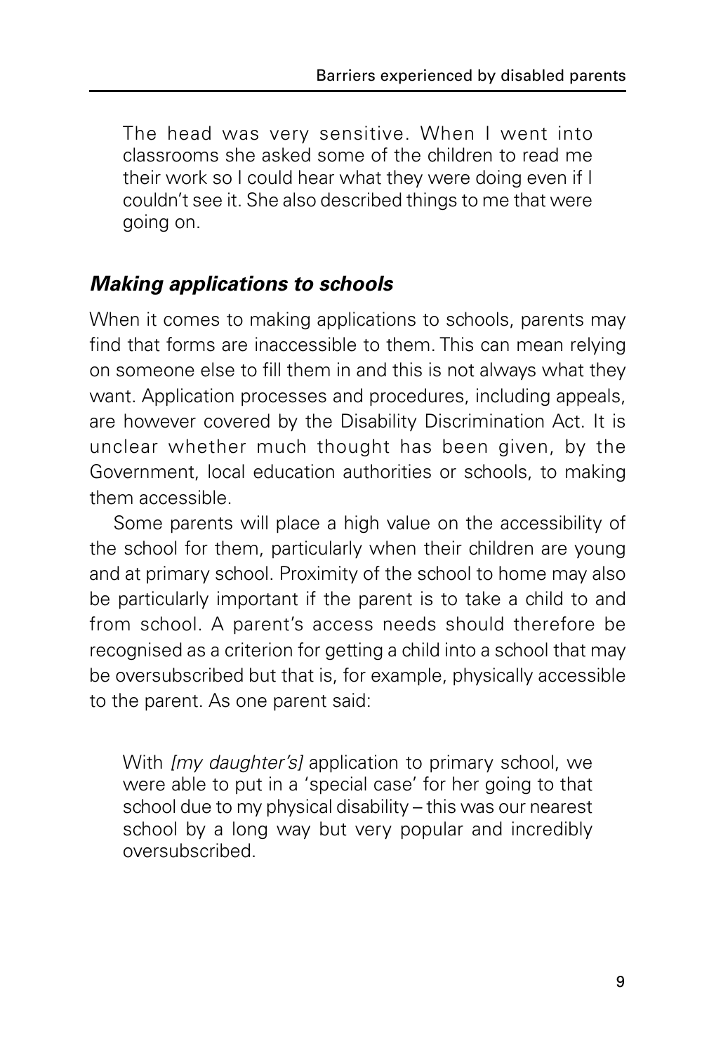> The head was very sensitive. When I went into classrooms she asked some of the children to read me their work so I could hear what they were doing even if I couldn't see it. She also described things to me that were going on.

### *Making applications to schools*

When it comes to making applications to schools, parents may find that forms are inaccessible to them. This can mean relying on someone else to fill them in and this is not always what they want. Application processes and procedures, including appeals, are however covered by the Disability Discrimination Act. It is unclear whether much thought has been given, by the Government, local education authorities or schools, to making them accessible.

Some parents will place a high value on the accessibility of the school for them, particularly when their children are young and at primary school. Proximity of the school to home may also be particularly important if the parent is to take a child to and from school. A parent's access needs should therefore be recognised as a criterion for getting a child into a school that may be oversubscribed but that is, for example, physically accessible to the parent. As one parent said:

> With *[my daughter's]* application to primary school, we were able to put in a 'special case' for her going to that school due to my physical disability – this was our nearest school by a long way but very popular and incredibly oversubscribed.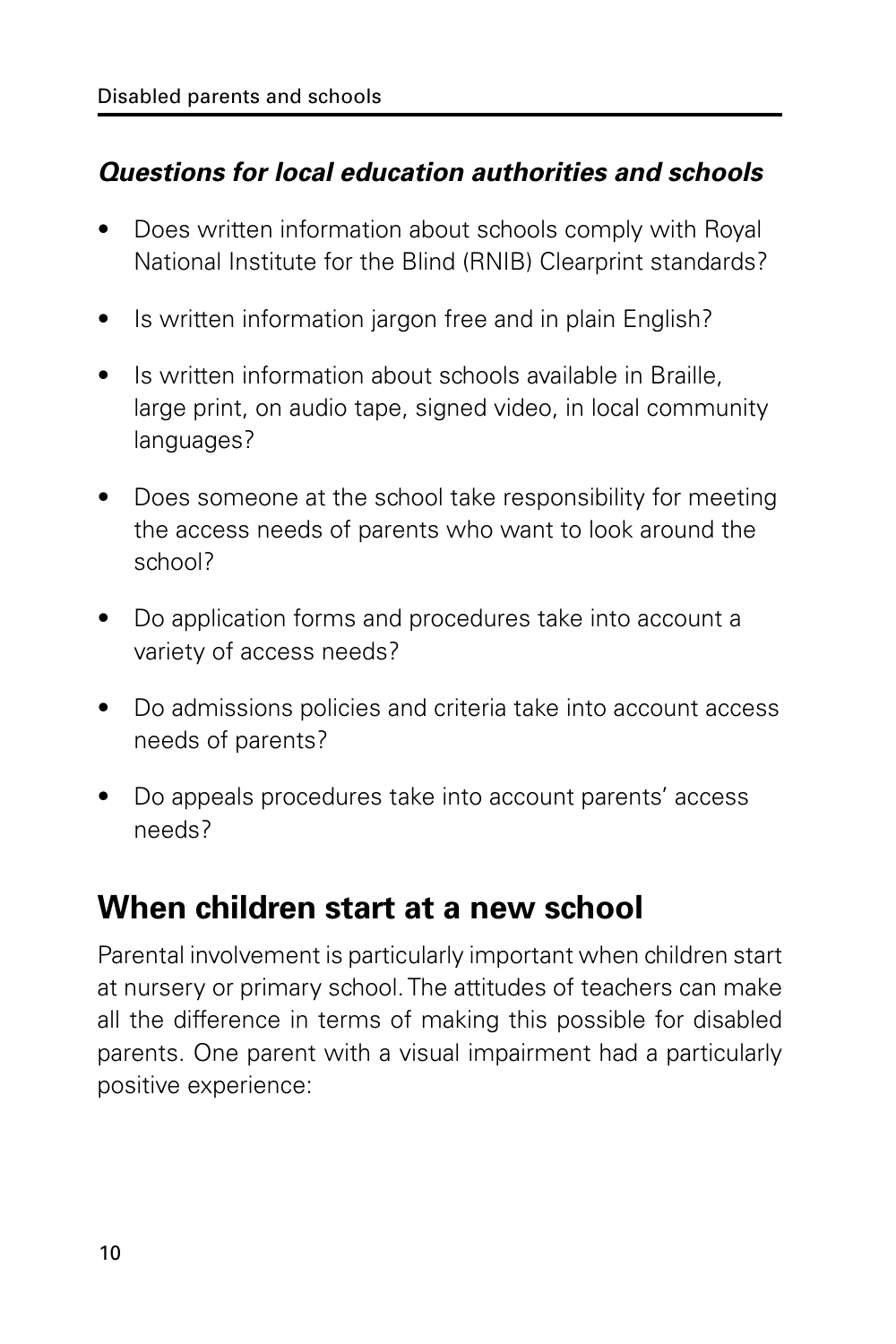### *Questions for local education authorities and schools*

- Does written information about schools comply with Royal National Institute for the Blind (RNIB) Clearprint standards?
- Is written information jargon free and in plain English?
- Is written information about schools available in Braille, large print, on audio tape, signed video, in local community languages?
- Does someone at the school take responsibility for meeting the access needs of parents who want to look around the school?
- Do application forms and procedures take into account a variety of access needs?
- Do admissions policies and criteria take into account access needs of parents?
- Do appeals procedures take into account parents' access needs?

## When children start at a new school

Parental involvement is particularly important when children start at nursery or primary school. The attitudes of teachers can make all the difference in terms of making this possible for disabled parents. One parent with a visual impairment had a particularly positive experience: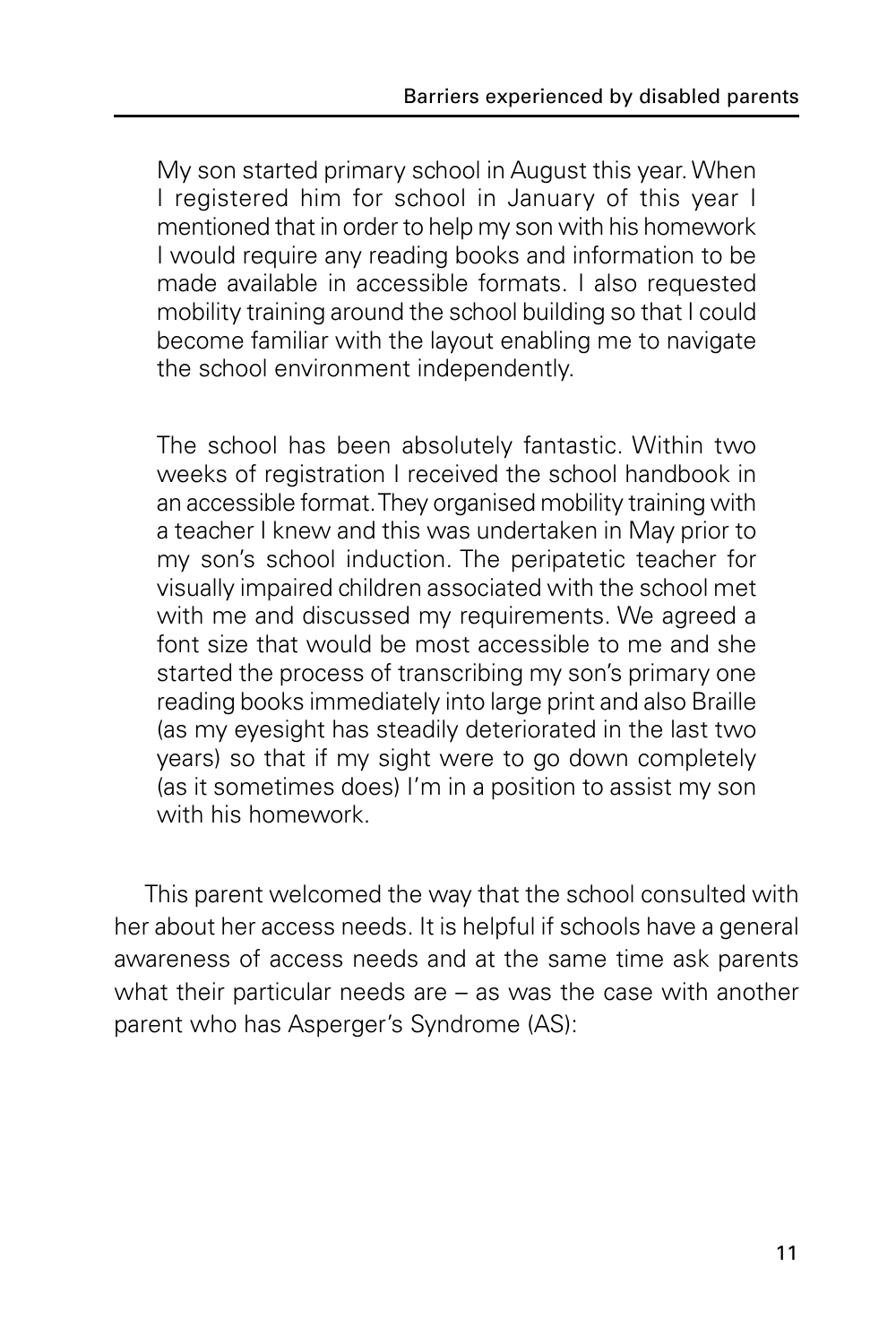> My son started primary school in August this year. When I registered him for school in January of this year I mentioned that in order to help my son with his homework I would require any reading books and information to be made available in accessible formats. I also requested mobility training around the school building so that I could become familiar with the layout enabling me to navigate the school environment independently.
>
> The school has been absolutely fantastic. Within two weeks of registration I received the school handbook in an accessible format. They organised mobility training with a teacher I knew and this was undertaken in May prior to my son's school induction. The peripatetic teacher for visually impaired children associated with the school met with me and discussed my requirements. We agreed a font size that would be most accessible to me and she started the process of transcribing my son's primary one reading books immediately into large print and also Braille (as my eyesight has steadily deteriorated in the last two years) so that if my sight were to go down completely (as it sometimes does) I'm in a position to assist my son with his homework.

This parent welcomed the way that the school consulted with her about her access needs. It is helpful if schools have a general awareness of access needs and at the same time ask parents what their particular needs are – as was the case with another parent who has Asperger's Syndrome (AS):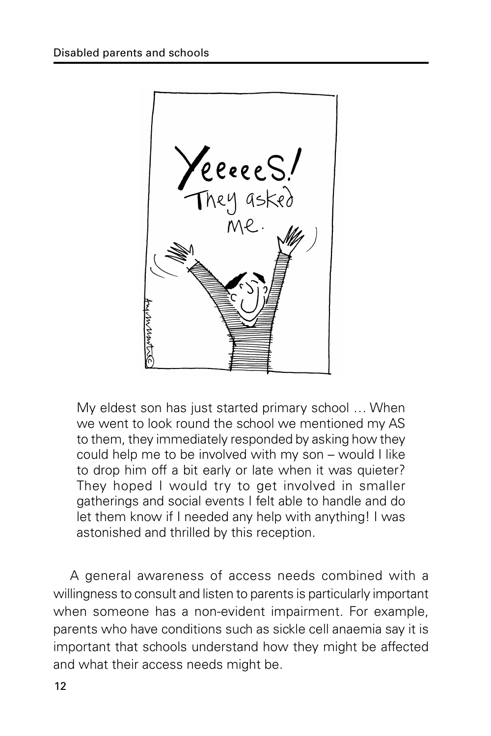> My eldest son has just started primary school … When we went to look round the school we mentioned my AS to them, they immediately responded by asking how they could help me to be involved with my son – would I like to drop him off a bit early or late when it was quieter? They hoped I would try to get involved in smaller gatherings and social events I felt able to handle and do let them know if I needed any help with anything! I was astonished and thrilled by this reception.

A general awareness of access needs combined with a willingness to consult and listen to parents is particularly important when someone has a non-evident impairment. For example, parents who have conditions such as sickle cell anaemia say it is important that schools understand how they might be affected and what their access needs might be.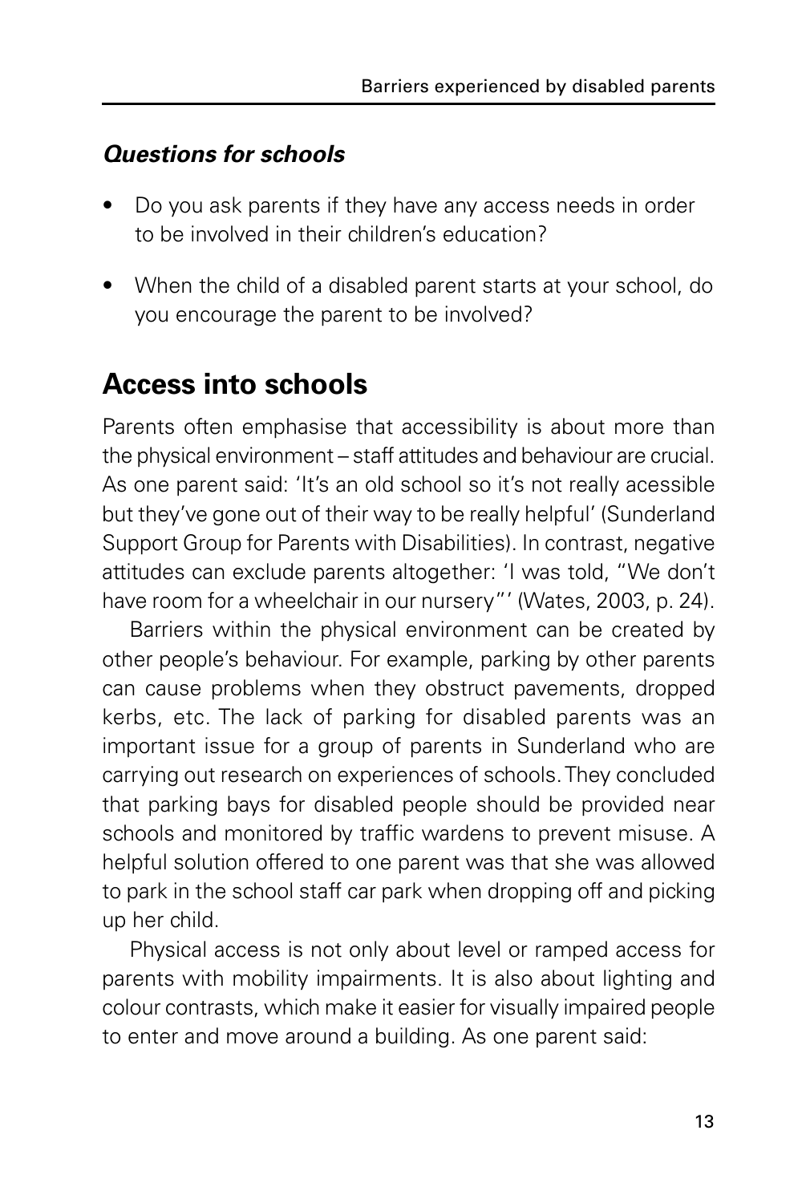### *Questions for schools*

- Do you ask parents if they have any access needs in order to be involved in their children's education?
- When the child of a disabled parent starts at your school, do you encourage the parent to be involved?

## Access into schools

Parents often emphasise that accessibility is about more than the physical environment – staff attitudes and behaviour are crucial. As one parent said: 'It's an old school so it's not really acessible but they've gone out of their way to be really helpful' (Sunderland Support Group for Parents with Disabilities). In contrast, negative attitudes can exclude parents altogether: 'I was told, "We don't have room for a wheelchair in our nursery"' (Wates, 2003, p. 24).

Barriers within the physical environment can be created by other people's behaviour. For example, parking by other parents can cause problems when they obstruct pavements, dropped kerbs, etc. The lack of parking for disabled parents was an important issue for a group of parents in Sunderland who are carrying out research on experiences of schools. They concluded that parking bays for disabled people should be provided near schools and monitored by traffic wardens to prevent misuse. A helpful solution offered to one parent was that she was allowed to park in the school staff car park when dropping off and picking up her child.

Physical access is not only about level or ramped access for parents with mobility impairments. It is also about lighting and colour contrasts, which make it easier for visually impaired people to enter and move around a building. As one parent said: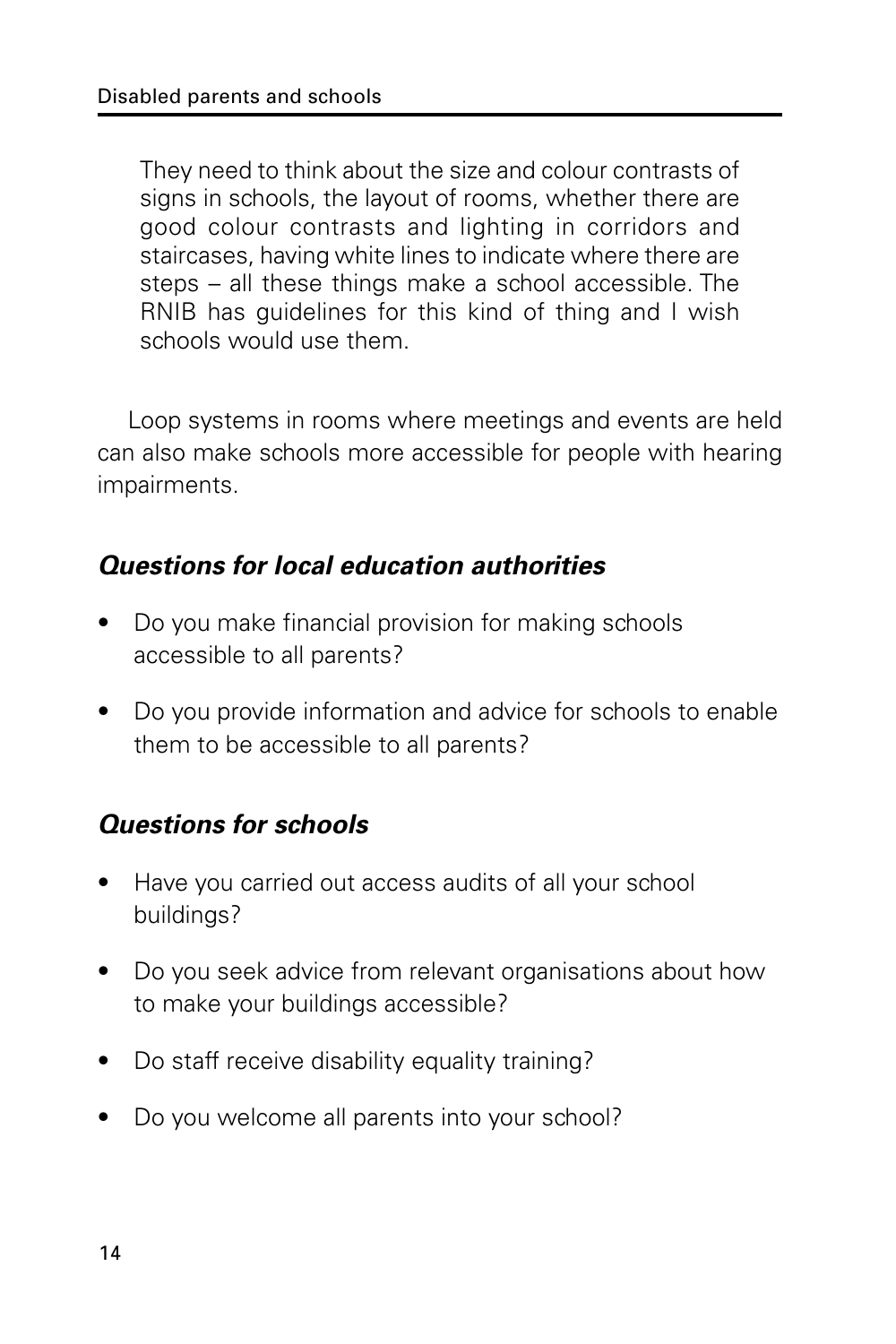> They need to think about the size and colour contrasts of signs in schools, the layout of rooms, whether there are good colour contrasts and lighting in corridors and staircases, having white lines to indicate where there are steps – all these things make a school accessible. The RNIB has guidelines for this kind of thing and I wish schools would use them.

Loop systems in rooms where meetings and events are held can also make schools more accessible for people with hearing impairments.

### *Questions for local education authorities*

- Do you make financial provision for making schools accessible to all parents?
- Do you provide information and advice for schools to enable them to be accessible to all parents?

### *Questions for schools*

- Have you carried out access audits of all your school buildings?
- Do you seek advice from relevant organisations about how to make your buildings accessible?
- Do staff receive disability equality training?
- Do you welcome all parents into your school?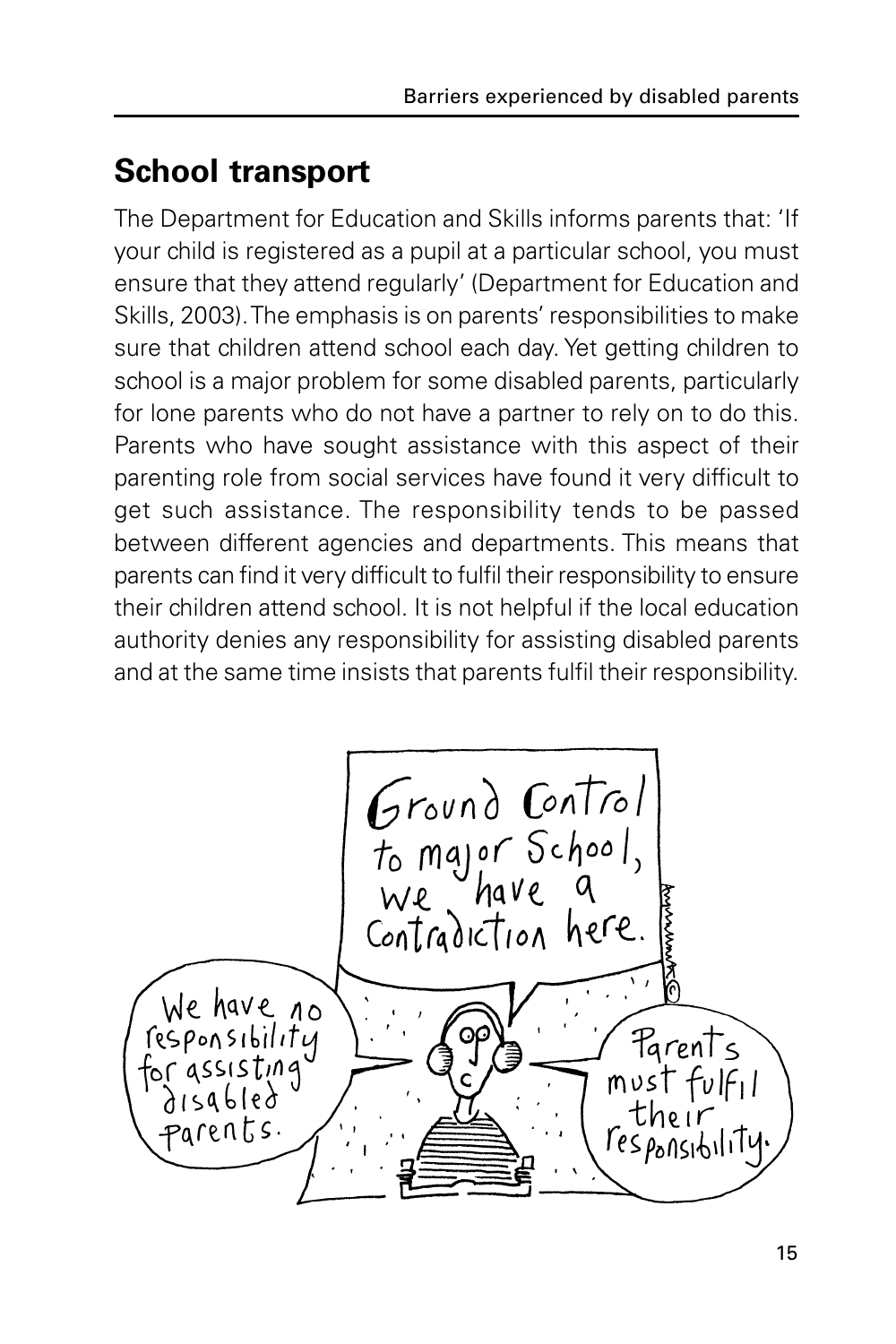## School transport

The Department for Education and Skills informs parents that: 'If your child is registered as a pupil at a particular school, you must ensure that they attend regularly' (Department for Education and Skills, 2003). The emphasis is on parents' responsibilities to make sure that children attend school each day. Yet getting children to school is a major problem for some disabled parents, particularly for lone parents who do not have a partner to rely on to do this. Parents who have sought assistance with this aspect of their parenting role from social services have found it very difficult to get such assistance. The responsibility tends to be passed between different agencies and departments. This means that parents can find it very difficult to fulfil their responsibility to ensure their children attend school. It is not helpful if the local education authority denies any responsibility for assisting disabled parents and at the same time insists that parents fulfil their responsibility.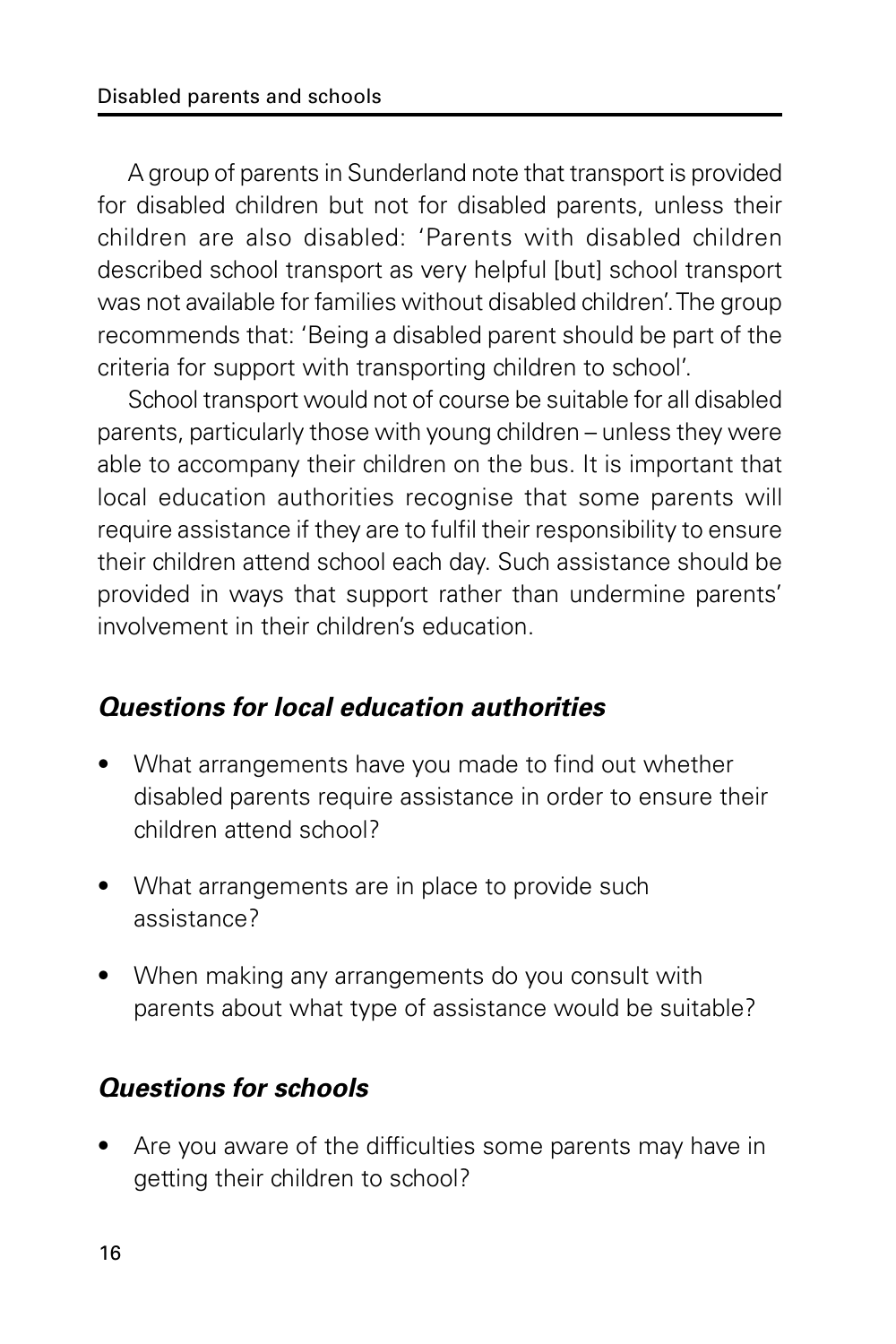A group of parents in Sunderland note that transport is provided for disabled children but not for disabled parents, unless their children are also disabled: 'Parents with disabled children described school transport as very helpful [but] school transport was not available for families without disabled children'. The group recommends that: 'Being a disabled parent should be part of the criteria for support with transporting children to school'.

School transport would not of course be suitable for all disabled parents, particularly those with young children – unless they were able to accompany their children on the bus. It is important that local education authorities recognise that some parents will require assistance if they are to fulfil their responsibility to ensure their children attend school each day. Such assistance should be provided in ways that support rather than undermine parents' involvement in their children's education.

### *Questions for local education authorities*

- What arrangements have you made to find out whether disabled parents require assistance in order to ensure their children attend school?
- What arrangements are in place to provide such assistance?
- When making any arrangements do you consult with parents about what type of assistance would be suitable?

### *Questions for schools*

- Are you aware of the difficulties some parents may have in getting their children to school?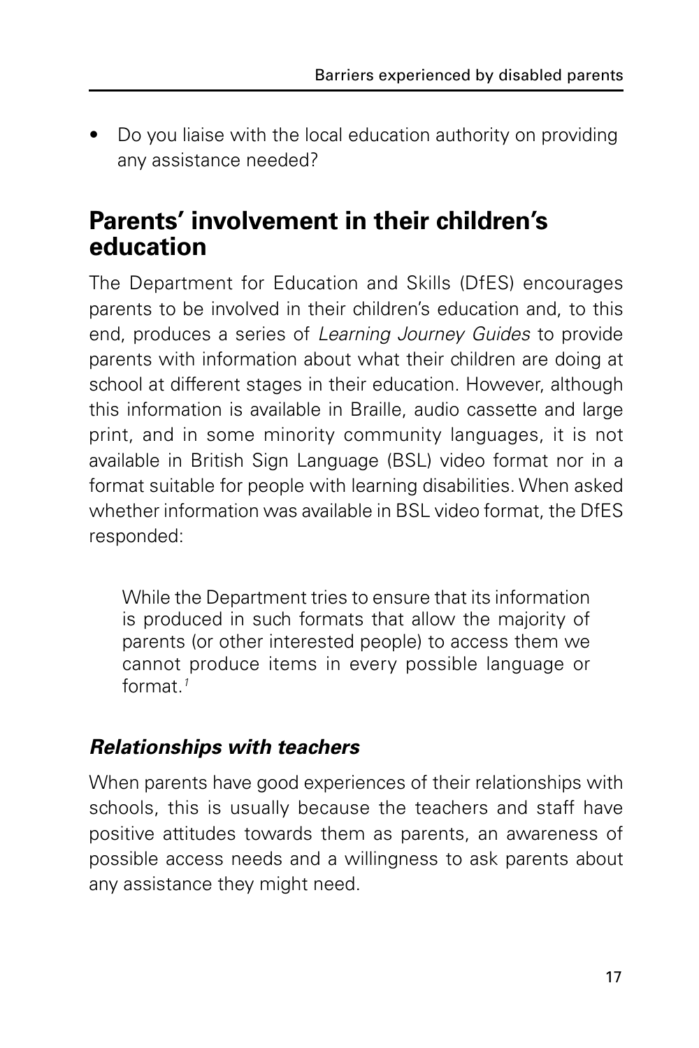- Do you liaise with the local education authority on providing any assistance needed?

## Parents' involvement in their children's education

The Department for Education and Skills (DfES) encourages parents to be involved in their children's education and, to this end, produces a series of *Learning Journey Guides* to provide parents with information about what their children are doing at school at different stages in their education. However, although this information is available in Braille, audio cassette and large print, and in some minority community languages, it is not available in British Sign Language (BSL) video format nor in a format suitable for people with learning disabilities. When asked whether information was available in BSL video format, the DfES responded:

> While the Department tries to ensure that its information is produced in such formats that allow the majority of parents (or other interested people) to access them we cannot produce items in every possible language or format.[1]

### *Relationships with teachers*

When parents have good experiences of their relationships with schools, this is usually because the teachers and staff have positive attitudes towards them as parents, an awareness of possible access needs and a willingness to ask parents about any assistance they might need.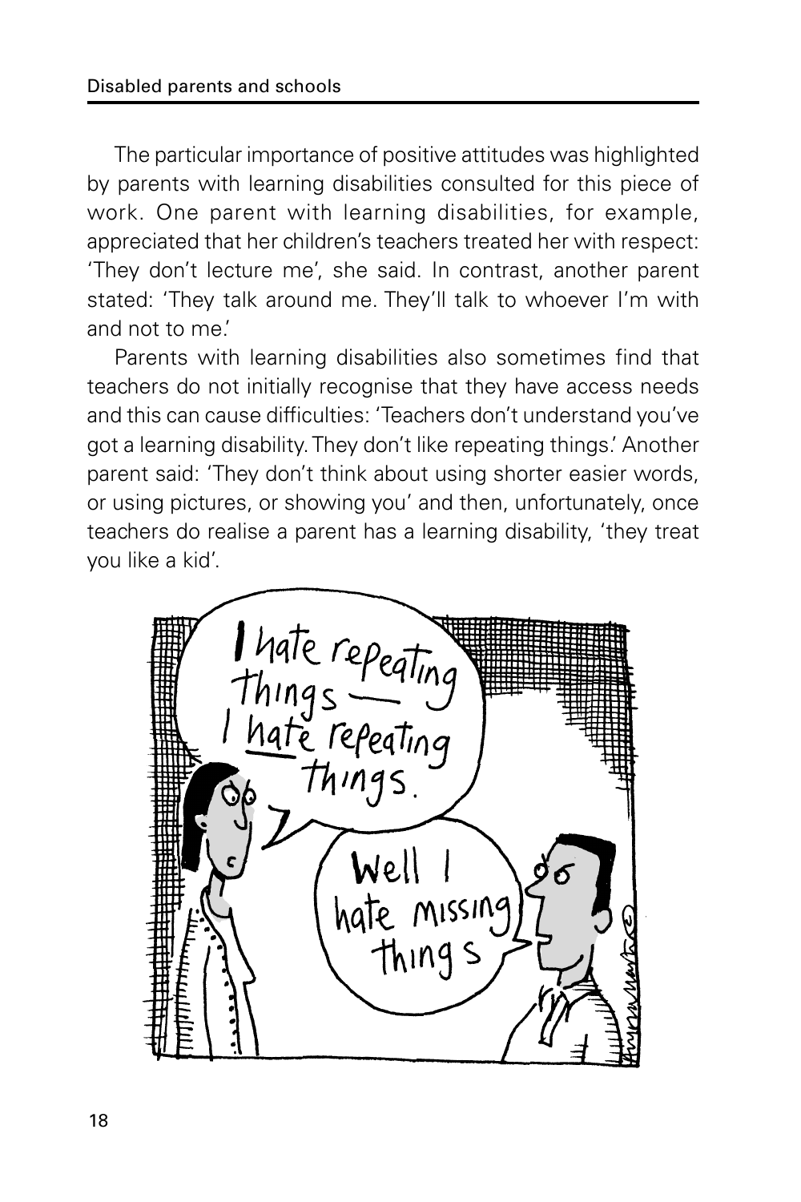The particular importance of positive attitudes was highlighted by parents with learning disabilities consulted for this piece of work. One parent with learning disabilities, for example, appreciated that her children's teachers treated her with respect: 'They don't lecture me', she said. In contrast, another parent stated: 'They talk around me. They'll talk to whoever I'm with and not to me.'

Parents with learning disabilities also sometimes find that teachers do not initially recognise that they have access needs and this can cause difficulties: 'Teachers don't understand you've got a learning disability. They don't like repeating things.' Another parent said: 'They don't think about using shorter easier words, or using pictures, or showing you' and then, unfortunately, once teachers do realise a parent has a learning disability, 'they treat you like a kid'.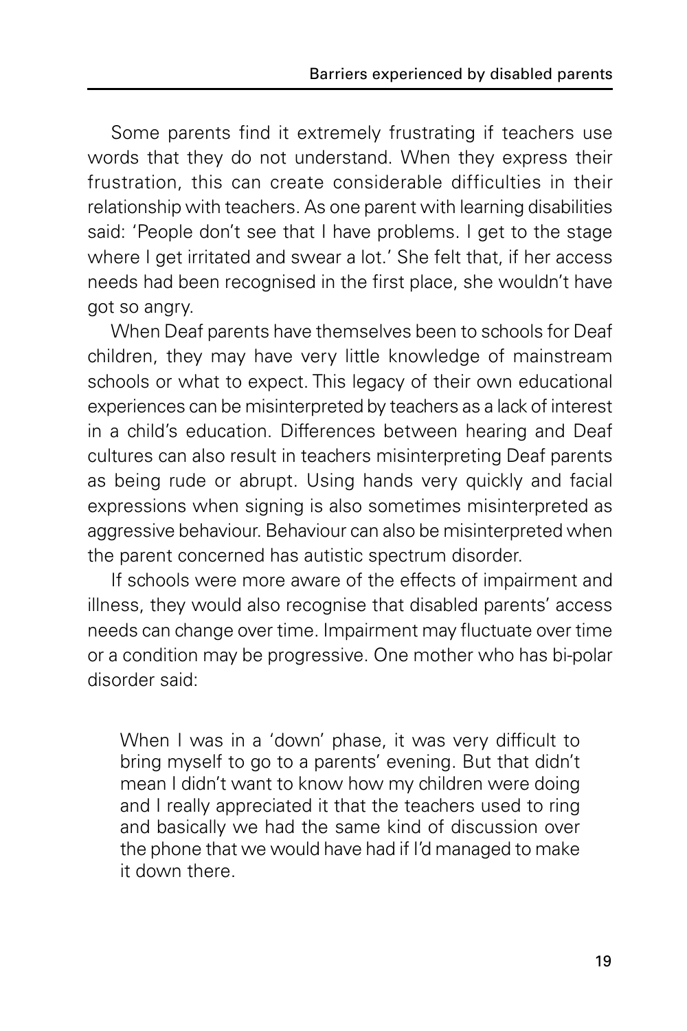Some parents find it extremely frustrating if teachers use words that they do not understand. When they express their frustration, this can create considerable difficulties in their relationship with teachers. As one parent with learning disabilities said: 'People don't see that I have problems. I get to the stage where I get irritated and swear a lot.' She felt that, if her access needs had been recognised in the first place, she wouldn't have got so angry.

When Deaf parents have themselves been to schools for Deaf children, they may have very little knowledge of mainstream schools or what to expect. This legacy of their own educational experiences can be misinterpreted by teachers as a lack of interest in a child's education. Differences between hearing and Deaf cultures can also result in teachers misinterpreting Deaf parents as being rude or abrupt. Using hands very quickly and facial expressions when signing is also sometimes misinterpreted as aggressive behaviour. Behaviour can also be misinterpreted when the parent concerned has autistic spectrum disorder.

If schools were more aware of the effects of impairment and illness, they would also recognise that disabled parents' access needs can change over time. Impairment may fluctuate over time or a condition may be progressive. One mother who has bi-polar disorder said:

> When I was in a 'down' phase, it was very difficult to bring myself to go to a parents' evening. But that didn't mean I didn't want to know how my children were doing and I really appreciated it that the teachers used to ring and basically we had the same kind of discussion over the phone that we would have had if I'd managed to make it down there.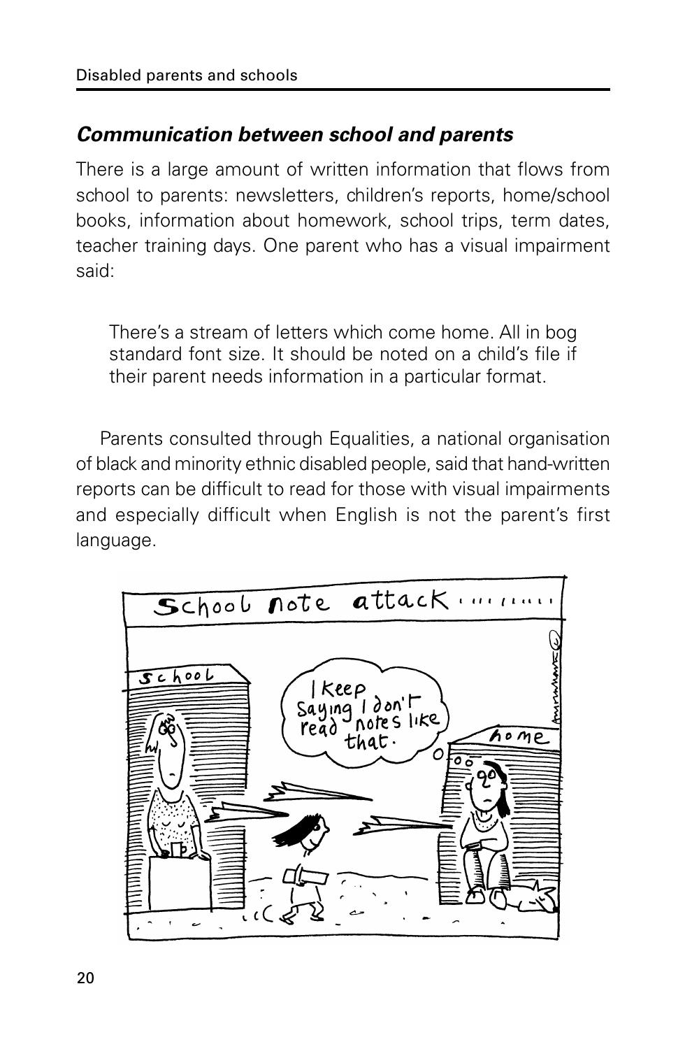### *Communication between school and parents*

There is a large amount of written information that flows from school to parents: newsletters, children's reports, home/school books, information about homework, school trips, term dates, teacher training days. One parent who has a visual impairment said:

> There's a stream of letters which come home. All in bog standard font size. It should be noted on a child's file if their parent needs information in a particular format.

Parents consulted through Equalities, a national organisation of black and minority ethnic disabled people, said that hand-written reports can be difficult to read for those with visual impairments and especially difficult when English is not the parent's first language.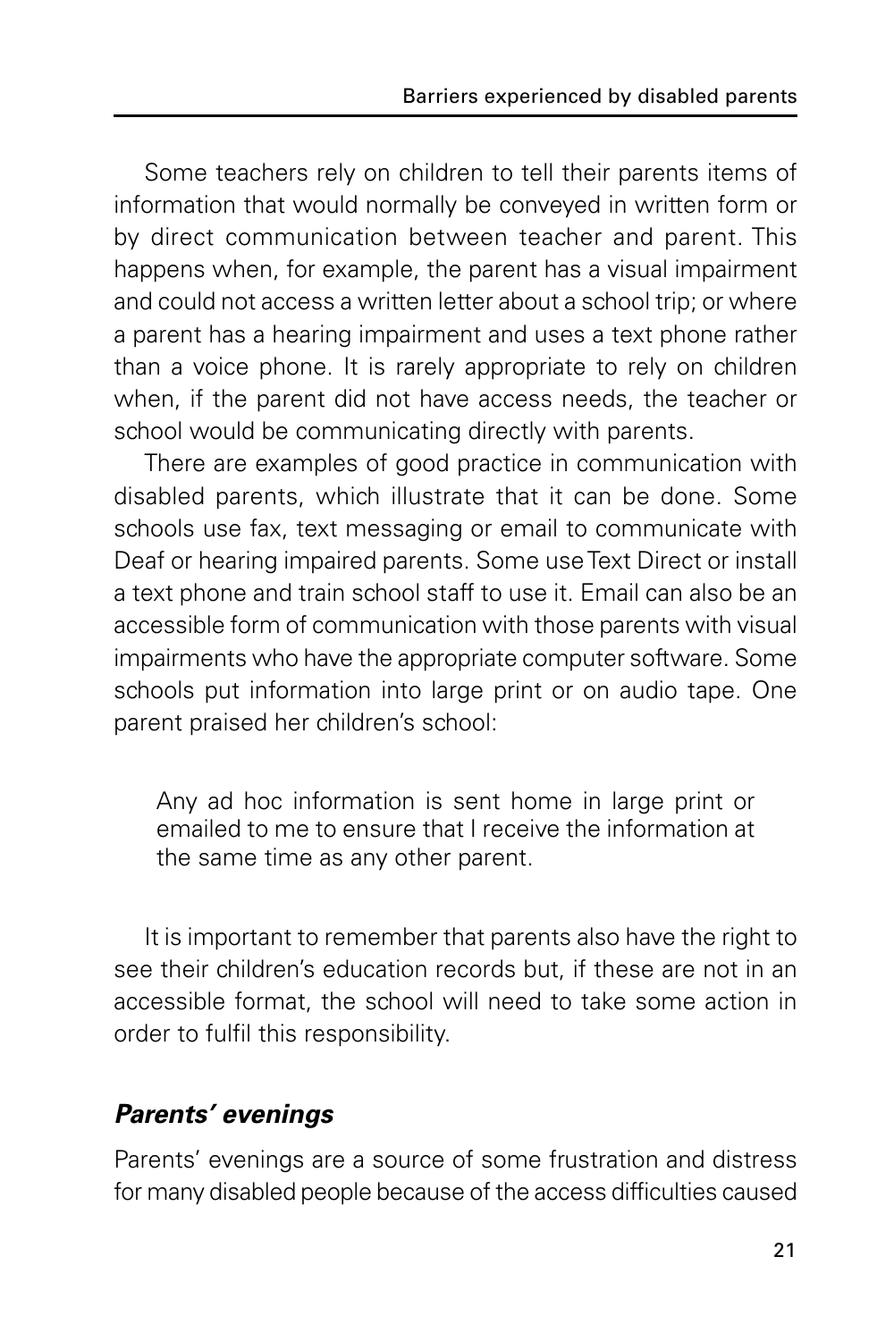Some teachers rely on children to tell their parents items of information that would normally be conveyed in written form or by direct communication between teacher and parent. This happens when, for example, the parent has a visual impairment and could not access a written letter about a school trip; or where a parent has a hearing impairment and uses a text phone rather than a voice phone. It is rarely appropriate to rely on children when, if the parent did not have access needs, the teacher or school would be communicating directly with parents.

There are examples of good practice in communication with disabled parents, which illustrate that it can be done. Some schools use fax, text messaging or email to communicate with Deaf or hearing impaired parents. Some use Text Direct or install a text phone and train school staff to use it. Email can also be an accessible form of communication with those parents with visual impairments who have the appropriate computer software. Some schools put information into large print or on audio tape. One parent praised her children's school:

> Any ad hoc information is sent home in large print or emailed to me to ensure that I receive the information at the same time as any other parent.

It is important to remember that parents also have the right to see their children's education records but, if these are not in an accessible format, the school will need to take some action in order to fulfil this responsibility.

### ***Parents' evenings***

Parents' evenings are a source of some frustration and distress for many disabled people because of the access difficulties caused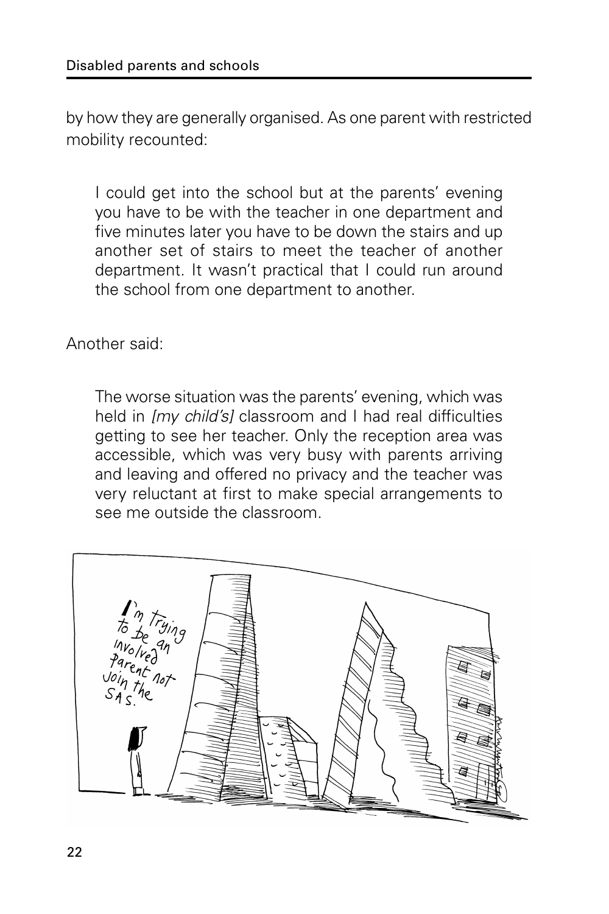by how they are generally organised. As one parent with restricted mobility recounted:

> I could get into the school but at the parents' evening you have to be with the teacher in one department and five minutes later you have to be down the stairs and up another set of stairs to meet the teacher of another department. It wasn't practical that I could run around the school from one department to another.

Another said:

> The worse situation was the parents' evening, which was held in *[my child's]* classroom and I had real difficulties getting to see her teacher. Only the reception area was accessible, which was very busy with parents arriving and leaving and offered no privacy and the teacher was very reluctant at first to make special arrangements to see me outside the classroom.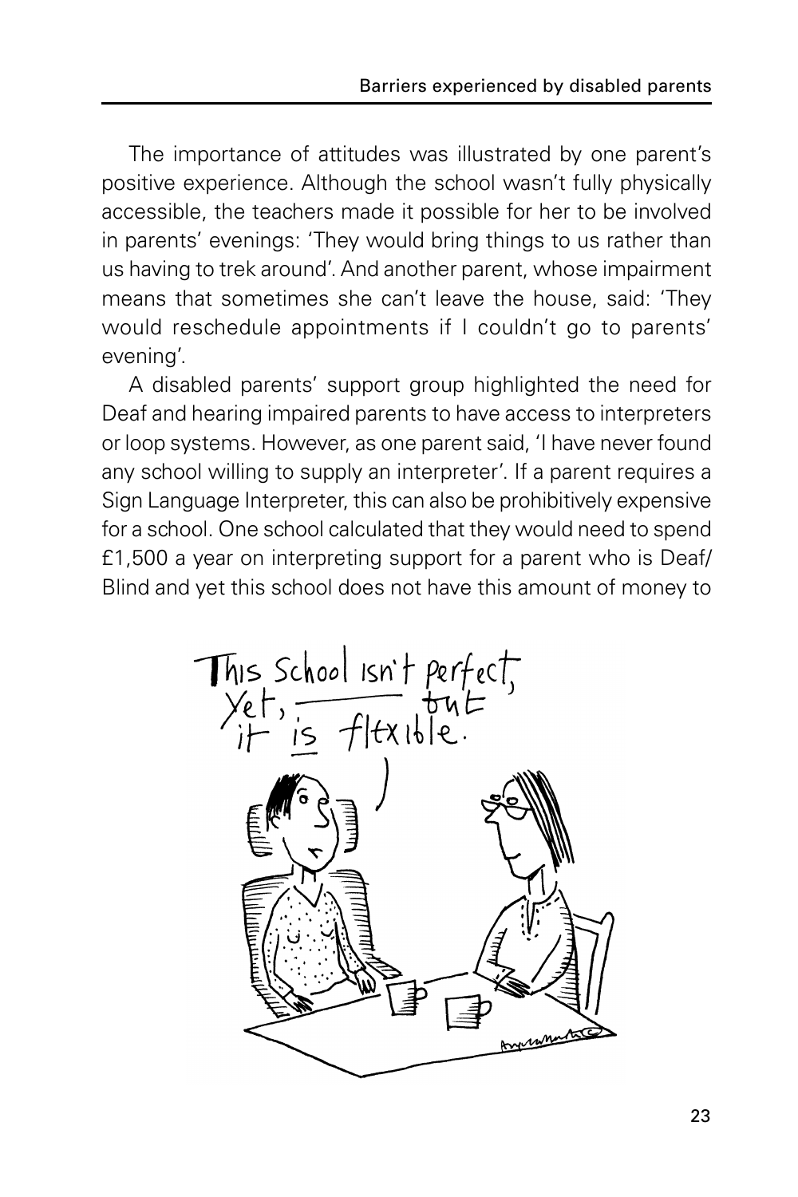The importance of attitudes was illustrated by one parent's positive experience. Although the school wasn't fully physically accessible, the teachers made it possible for her to be involved in parents' evenings: 'They would bring things to us rather than us having to trek around'. And another parent, whose impairment means that sometimes she can't leave the house, said: 'They would reschedule appointments if I couldn't go to parents' evening'.

A disabled parents' support group highlighted the need for Deaf and hearing impaired parents to have access to interpreters or loop systems. However, as one parent said, 'I have never found any school willing to supply an interpreter'. If a parent requires a Sign Language Interpreter, this can also be prohibitively expensive for a school. One school calculated that they would need to spend £1,500 a year on interpreting support for a parent who is Deaf/ Blind and yet this school does not have this amount of money to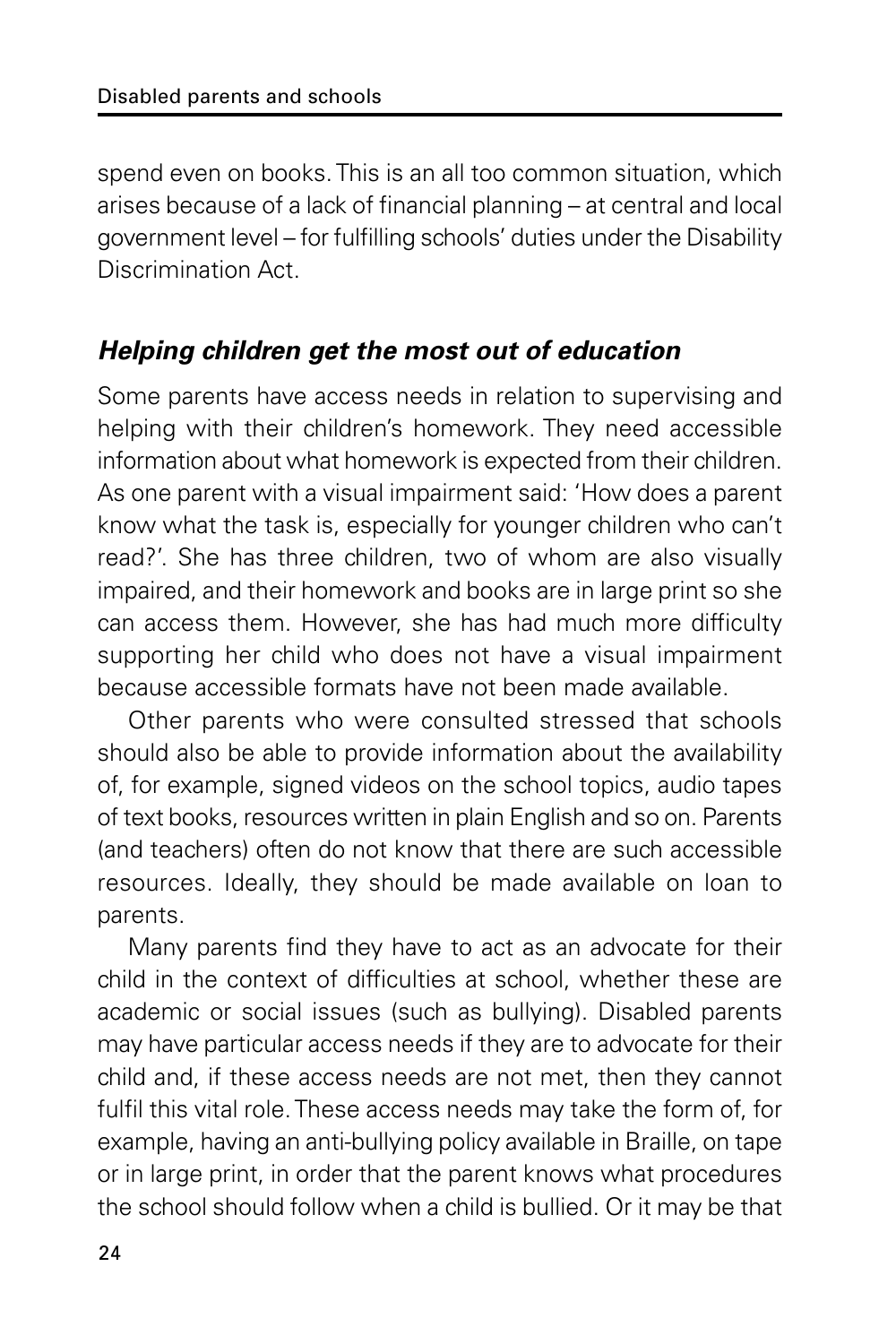spend even on books. This is an all too common situation, which arises because of a lack of financial planning – at central and local government level – for fulfilling schools' duties under the Disability Discrimination Act.

### *Helping children get the most out of education*

Some parents have access needs in relation to supervising and helping with their children's homework. They need accessible information about what homework is expected from their children. As one parent with a visual impairment said: 'How does a parent know what the task is, especially for younger children who can't read?'. She has three children, two of whom are also visually impaired, and their homework and books are in large print so she can access them. However, she has had much more difficulty supporting her child who does not have a visual impairment because accessible formats have not been made available.

Other parents who were consulted stressed that schools should also be able to provide information about the availability of, for example, signed videos on the school topics, audio tapes of text books, resources written in plain English and so on. Parents (and teachers) often do not know that there are such accessible resources. Ideally, they should be made available on loan to parents.

Many parents find they have to act as an advocate for their child in the context of difficulties at school, whether these are academic or social issues (such as bullying). Disabled parents may have particular access needs if they are to advocate for their child and, if these access needs are not met, then they cannot fulfil this vital role. These access needs may take the form of, for example, having an anti-bullying policy available in Braille, on tape or in large print, in order that the parent knows what procedures the school should follow when a child is bullied. Or it may be that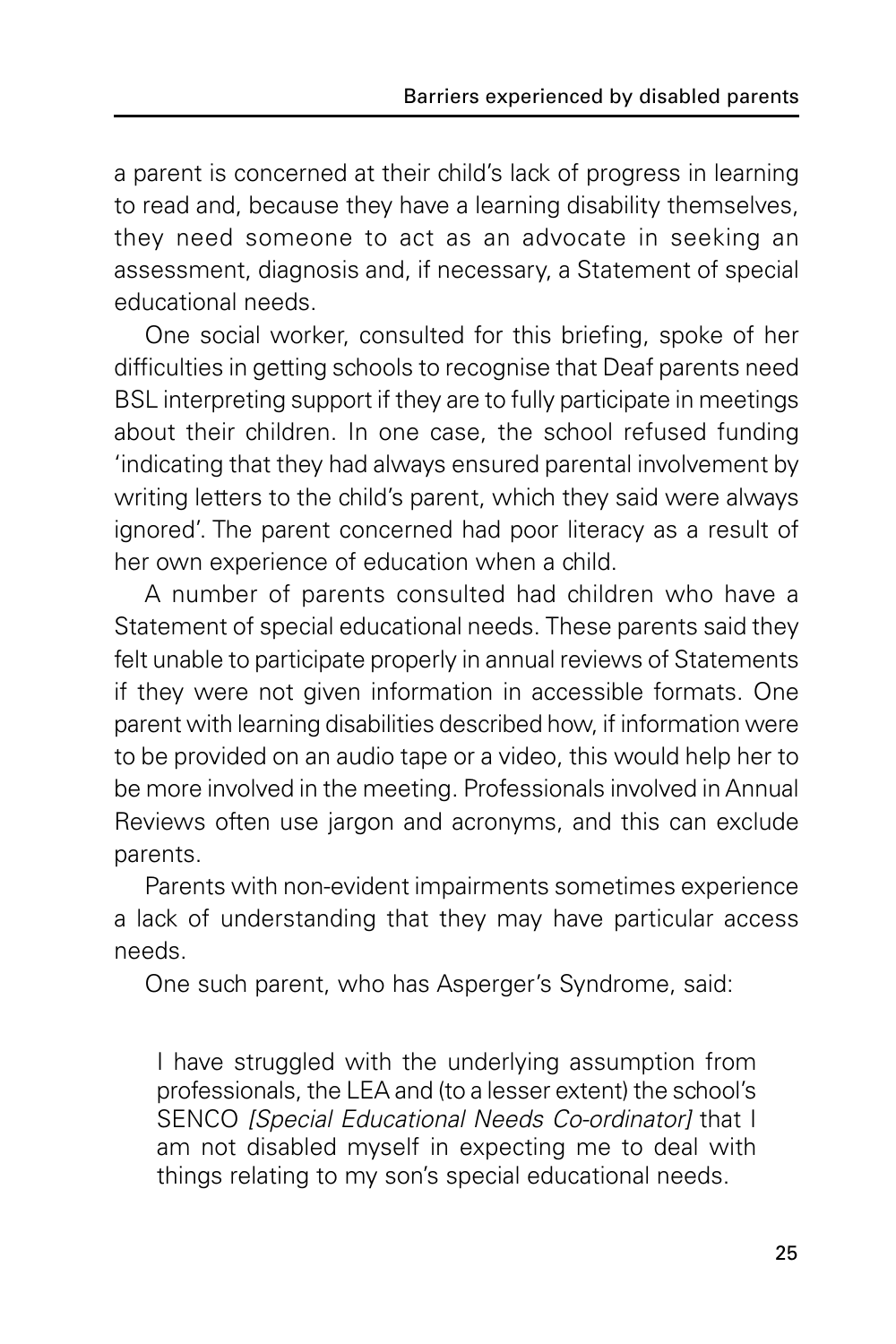a parent is concerned at their child's lack of progress in learning to read and, because they have a learning disability themselves, they need someone to act as an advocate in seeking an assessment, diagnosis and, if necessary, a Statement of special educational needs.

One social worker, consulted for this briefing, spoke of her difficulties in getting schools to recognise that Deaf parents need BSL interpreting support if they are to fully participate in meetings about their children. In one case, the school refused funding 'indicating that they had always ensured parental involvement by writing letters to the child's parent, which they said were always ignored'. The parent concerned had poor literacy as a result of her own experience of education when a child.

A number of parents consulted had children who have a Statement of special educational needs. These parents said they felt unable to participate properly in annual reviews of Statements if they were not given information in accessible formats. One parent with learning disabilities described how, if information were to be provided on an audio tape or a video, this would help her to be more involved in the meeting. Professionals involved in Annual Reviews often use jargon and acronyms, and this can exclude parents.

Parents with non-evident impairments sometimes experience a lack of understanding that they may have particular access needs.

One such parent, who has Asperger's Syndrome, said:

> I have struggled with the underlying assumption from professionals, the LEA and (to a lesser extent) the school's SENCO *[Special Educational Needs Co-ordinator]* that I am not disabled myself in expecting me to deal with things relating to my son's special educational needs.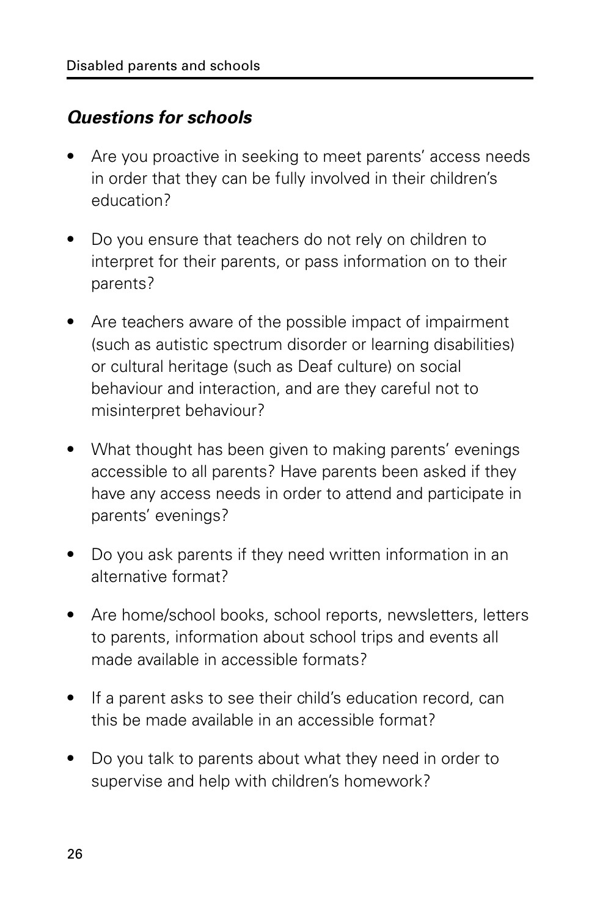### *Questions for schools*

- Are you proactive in seeking to meet parents' access needs in order that they can be fully involved in their children's education?
- Do you ensure that teachers do not rely on children to interpret for their parents, or pass information on to their parents?
- Are teachers aware of the possible impact of impairment (such as autistic spectrum disorder or learning disabilities) or cultural heritage (such as Deaf culture) on social behaviour and interaction, and are they careful not to misinterpret behaviour?
- What thought has been given to making parents' evenings accessible to all parents? Have parents been asked if they have any access needs in order to attend and participate in parents' evenings?
- Do you ask parents if they need written information in an alternative format?
- Are home/school books, school reports, newsletters, letters to parents, information about school trips and events all made available in accessible formats?
- If a parent asks to see their child's education record, can this be made available in an accessible format?
- Do you talk to parents about what they need in order to supervise and help with children's homework?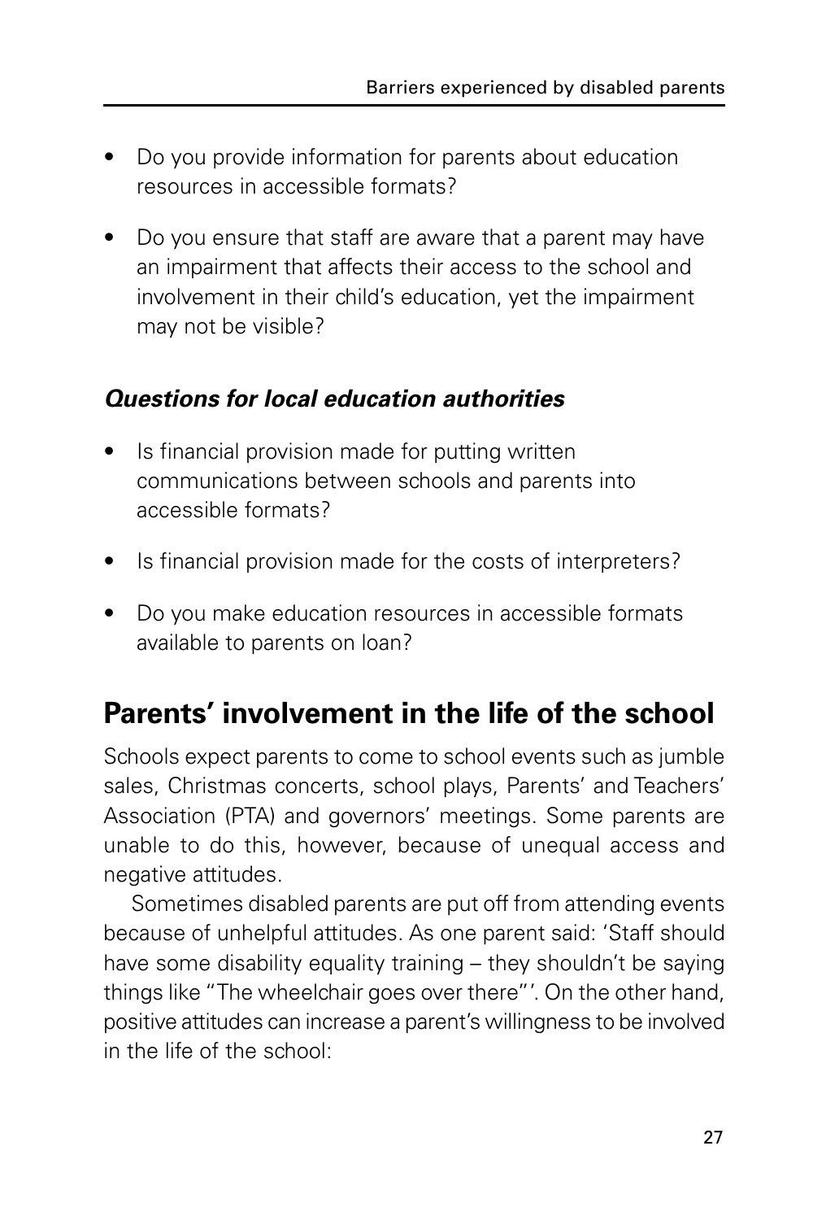- Do you provide information for parents about education resources in accessible formats?
- Do you ensure that staff are aware that a parent may have an impairment that affects their access to the school and involvement in their child's education, yet the impairment may not be visible?

### *Questions for local education authorities*

- Is financial provision made for putting written communications between schools and parents into accessible formats?
- Is financial provision made for the costs of interpreters?
- Do you make education resources in accessible formats available to parents on loan?

## Parents' involvement in the life of the school

Schools expect parents to come to school events such as jumble sales, Christmas concerts, school plays, Parents' and Teachers' Association (PTA) and governors' meetings. Some parents are unable to do this, however, because of unequal access and negative attitudes.

Sometimes disabled parents are put off from attending events because of unhelpful attitudes. As one parent said: 'Staff should have some disability equality training – they shouldn't be saying things like "The wheelchair goes over there"'. On the other hand, positive attitudes can increase a parent's willingness to be involved in the life of the school: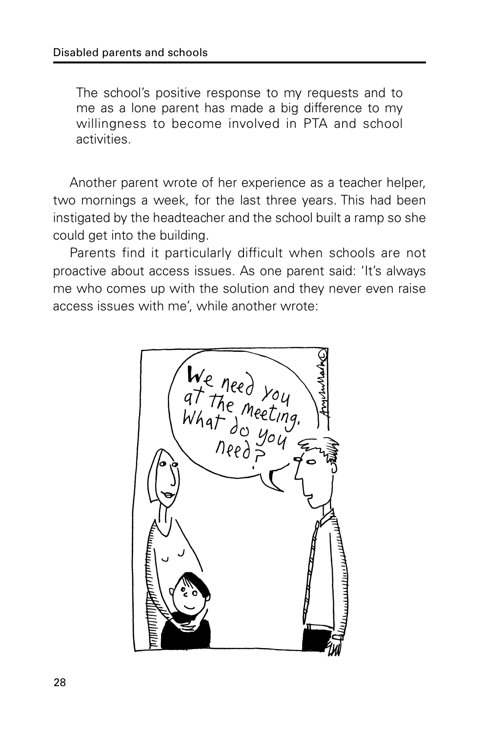The school's positive response to my requests and to me as a lone parent has made a big difference to my willingness to become involved in PTA and school activities.

Another parent wrote of her experience as a teacher helper, two mornings a week, for the last three years. This had been instigated by the headteacher and the school built a ramp so she could get into the building.

Parents find it particularly difficult when schools are not proactive about access issues. As one parent said: 'It's always me who comes up with the solution and they never even raise access issues with me', while another wrote: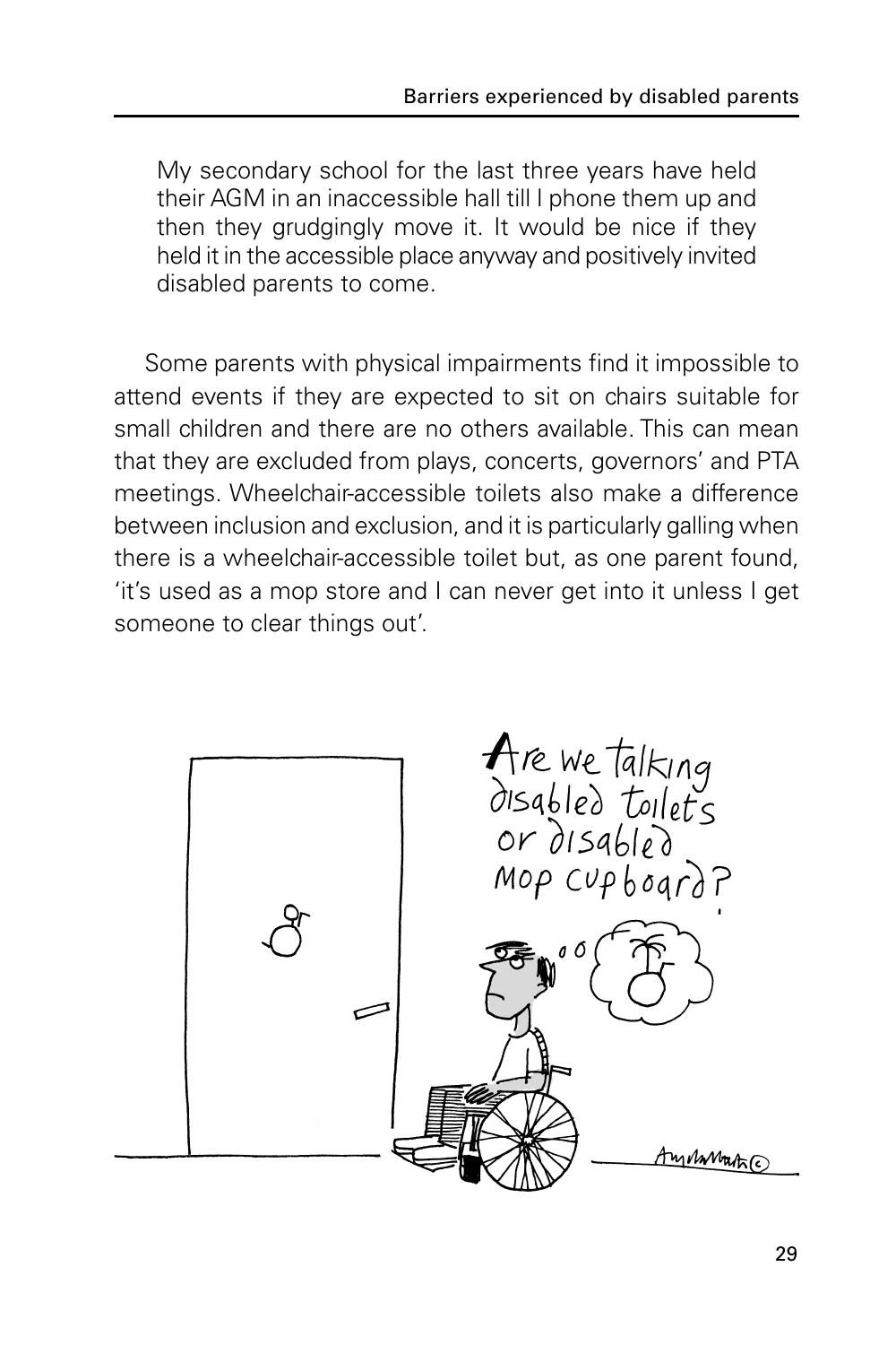> My secondary school for the last three years have held their AGM in an inaccessible hall till I phone them up and then they grudgingly move it. It would be nice if they held it in the accessible place anyway and positively invited disabled parents to come.

Some parents with physical impairments find it impossible to attend events if they are expected to sit on chairs suitable for small children and there are no others available. This can mean that they are excluded from plays, concerts, governors' and PTA meetings. Wheelchair-accessible toilets also make a difference between inclusion and exclusion, and it is particularly galling when there is a wheelchair-accessible toilet but, as one parent found, 'it's used as a mop store and I can never get into it unless I get someone to clear things out'.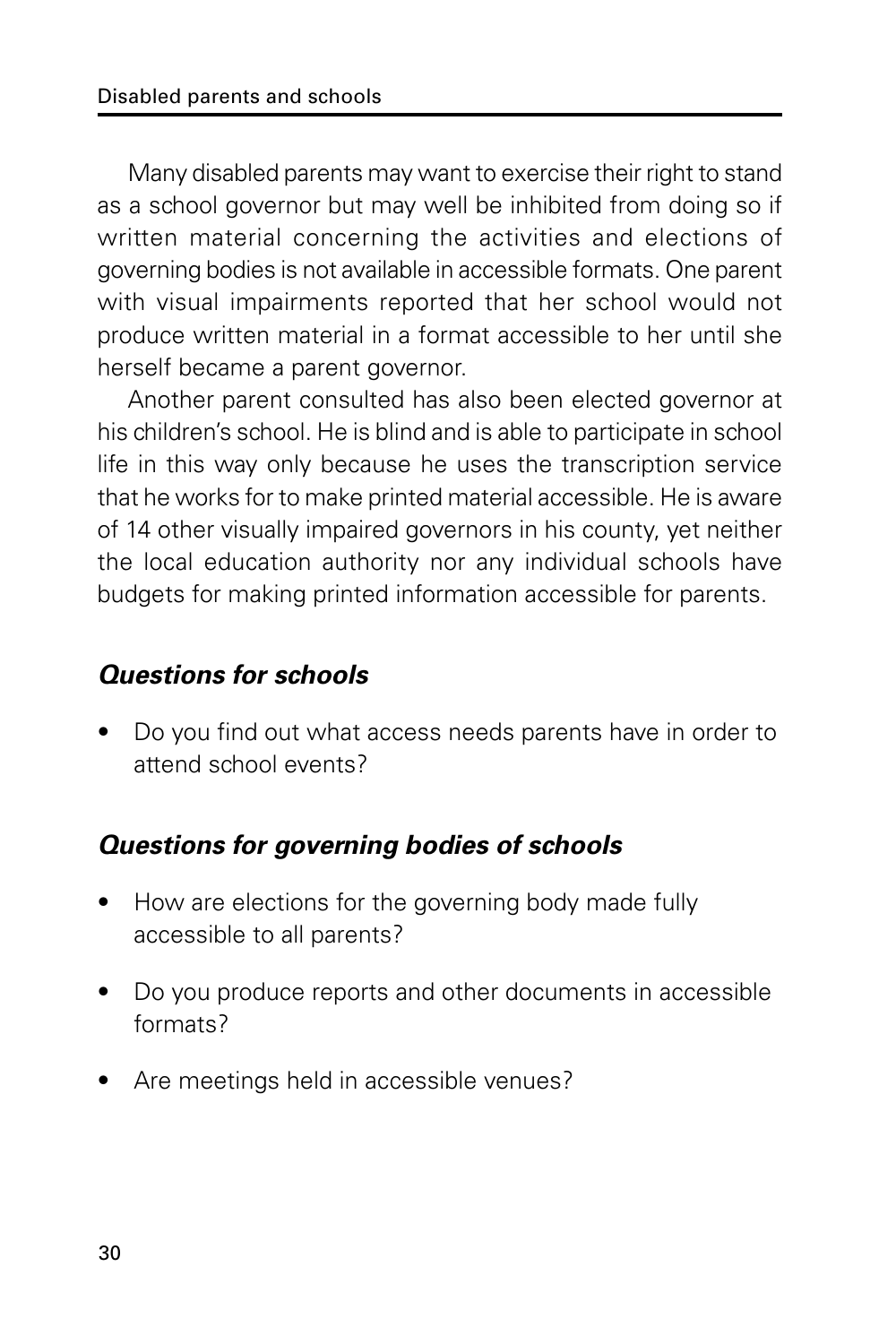Many disabled parents may want to exercise their right to stand as a school governor but may well be inhibited from doing so if written material concerning the activities and elections of governing bodies is not available in accessible formats. One parent with visual impairments reported that her school would not produce written material in a format accessible to her until she herself became a parent governor.

Another parent consulted has also been elected governor at his children's school. He is blind and is able to participate in school life in this way only because he uses the transcription service that he works for to make printed material accessible. He is aware of 14 other visually impaired governors in his county, yet neither the local education authority nor any individual schools have budgets for making printed information accessible for parents.

### *Questions for schools*

- Do you find out what access needs parents have in order to attend school events?

### *Questions for governing bodies of schools*

- How are elections for the governing body made fully accessible to all parents?
- Do you produce reports and other documents in accessible formats?
- Are meetings held in accessible venues?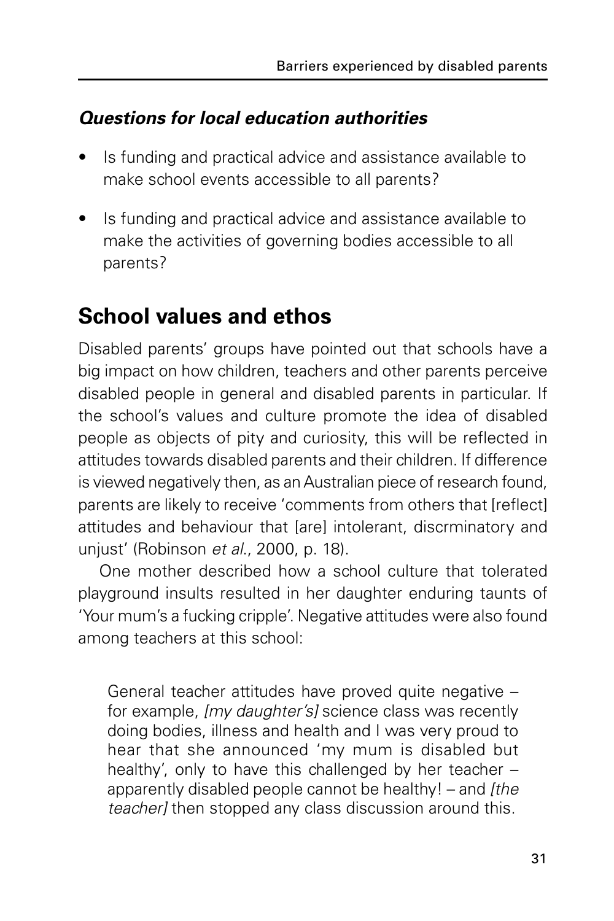### *Questions for local education authorities*

- Is funding and practical advice and assistance available to make school events accessible to all parents?
- Is funding and practical advice and assistance available to make the activities of governing bodies accessible to all parents?

## School values and ethos

Disabled parents' groups have pointed out that schools have a big impact on how children, teachers and other parents perceive disabled people in general and disabled parents in particular. If the school's values and culture promote the idea of disabled people as objects of pity and curiosity, this will be reflected in attitudes towards disabled parents and their children. If difference is viewed negatively then, as an Australian piece of research found, parents are likely to receive 'comments from others that [reflect] attitudes and behaviour that [are] intolerant, discrminatory and unjust' (Robinson *et al.*, 2000, p. 18).

One mother described how a school culture that tolerated playground insults resulted in her daughter enduring taunts of 'Your mum's a fucking cripple'. Negative attitudes were also found among teachers at this school:

> General teacher attitudes have proved quite negative – for example, *[my daughter's]* science class was recently doing bodies, illness and health and I was very proud to hear that she announced 'my mum is disabled but healthy', only to have this challenged by her teacher – apparently disabled people cannot be healthy! – and *[the teacher]* then stopped any class discussion around this.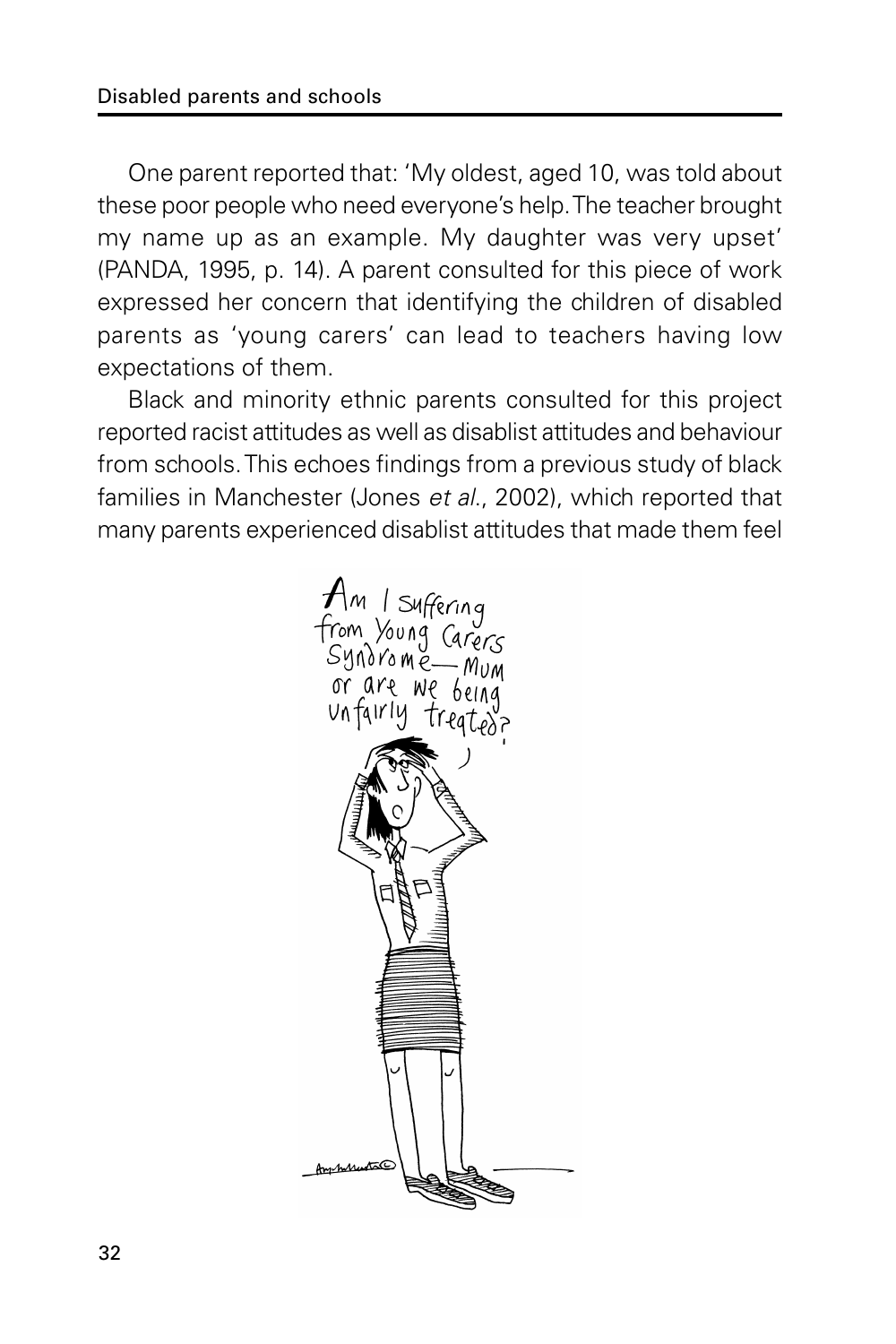One parent reported that: 'My oldest, aged 10, was told about these poor people who need everyone's help. The teacher brought my name up as an example. My daughter was very upset' (PANDA, 1995, p. 14). A parent consulted for this piece of work expressed her concern that identifying the children of disabled parents as 'young carers' can lead to teachers having low expectations of them.

Black and minority ethnic parents consulted for this project reported racist attitudes as well as disablist attitudes and behaviour from schools. This echoes findings from a previous study of black families in Manchester (Jones *et al.*, 2002), which reported that many parents experienced disablist attitudes that made them feel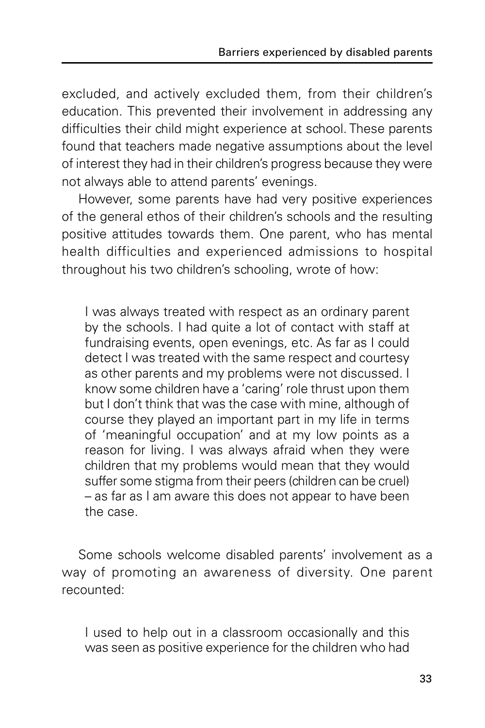excluded, and actively excluded them, from their children's education. This prevented their involvement in addressing any difficulties their child might experience at school. These parents found that teachers made negative assumptions about the level of interest they had in their children's progress because they were not always able to attend parents' evenings.

However, some parents have had very positive experiences of the general ethos of their children's schools and the resulting positive attitudes towards them. One parent, who has mental health difficulties and experienced admissions to hospital throughout his two children's schooling, wrote of how:

> I was always treated with respect as an ordinary parent by the schools. I had quite a lot of contact with staff at fundraising events, open evenings, etc. As far as I could detect I was treated with the same respect and courtesy as other parents and my problems were not discussed. I know some children have a 'caring' role thrust upon them but I don't think that was the case with mine, although of course they played an important part in my life in terms of 'meaningful occupation' and at my low points as a reason for living. I was always afraid when they were children that my problems would mean that they would suffer some stigma from their peers (children can be cruel) – as far as I am aware this does not appear to have been the case.

Some schools welcome disabled parents' involvement as a way of promoting an awareness of diversity. One parent recounted:

> I used to help out in a classroom occasionally and this was seen as positive experience for the children who had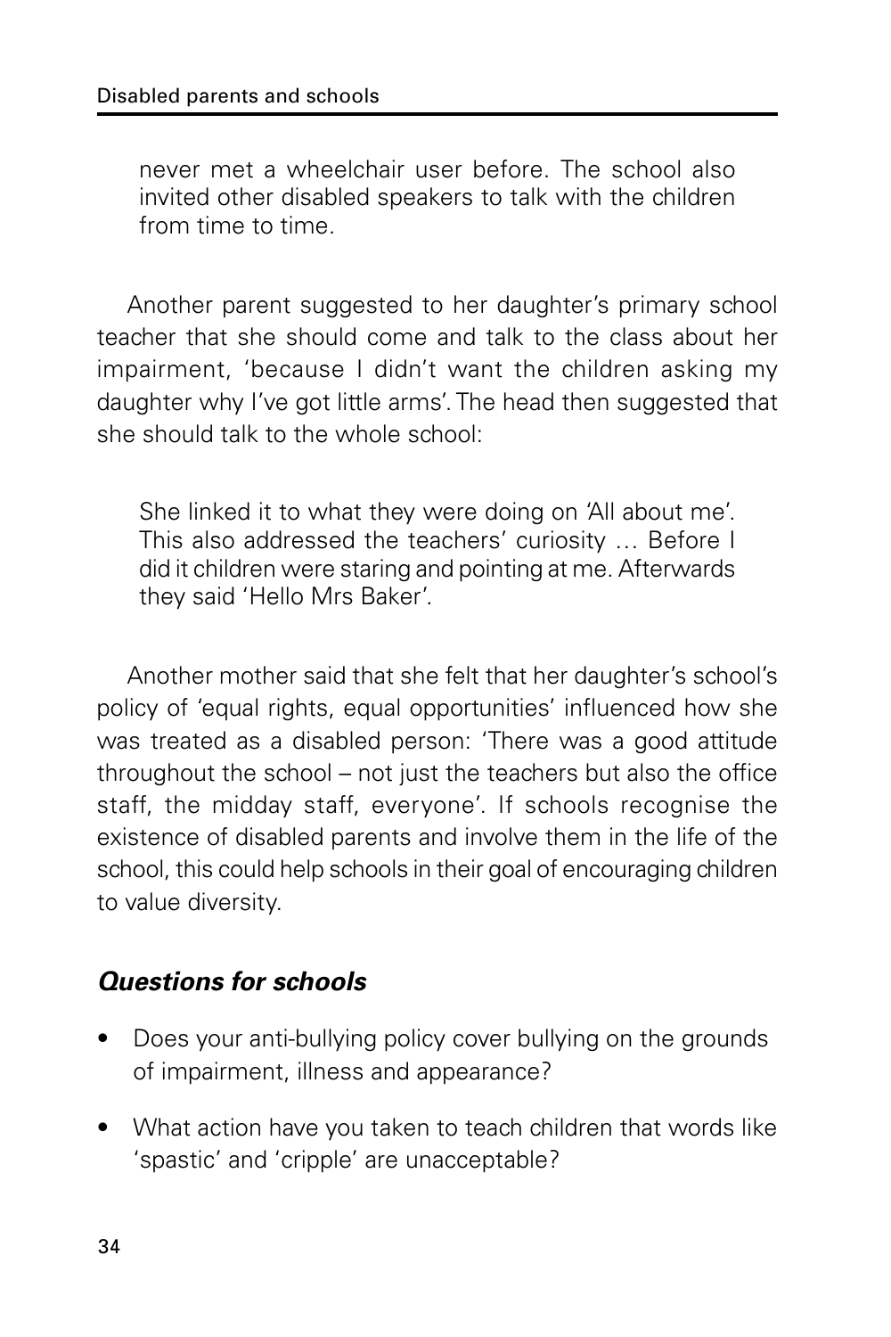> never met a wheelchair user before. The school also invited other disabled speakers to talk with the children from time to time.

Another parent suggested to her daughter's primary school teacher that she should come and talk to the class about her impairment, 'because I didn't want the children asking my daughter why I've got little arms'. The head then suggested that she should talk to the whole school:

> She linked it to what they were doing on 'All about me'. This also addressed the teachers' curiosity … Before I did it children were staring and pointing at me. Afterwards they said 'Hello Mrs Baker'.

Another mother said that she felt that her daughter's school's policy of 'equal rights, equal opportunities' influenced how she was treated as a disabled person: 'There was a good attitude throughout the school – not just the teachers but also the office staff, the midday staff, everyone'. If schools recognise the existence of disabled parents and involve them in the life of the school, this could help schools in their goal of encouraging children to value diversity.

### *Questions for schools*

- Does your anti-bullying policy cover bullying on the grounds of impairment, illness and appearance?
- What action have you taken to teach children that words like 'spastic' and 'cripple' are unacceptable?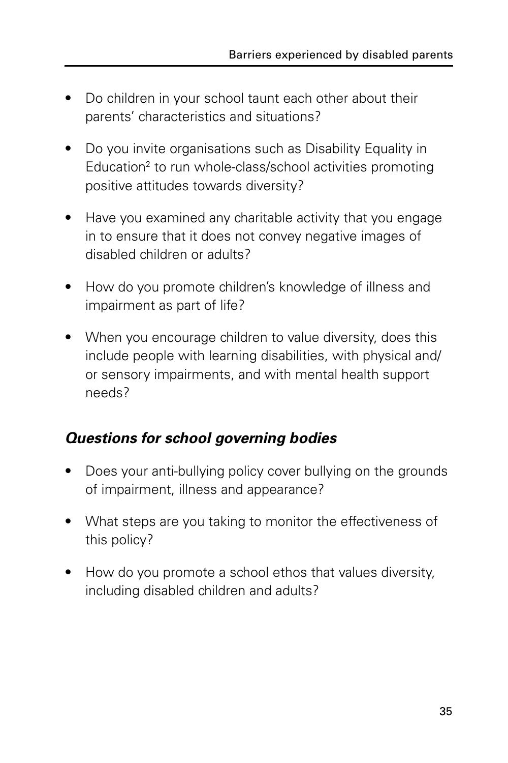- Do children in your school taunt each other about their parents' characteristics and situations?
- Do you invite organisations such as Disability Equality in Education[2] to run whole-class/school activities promoting positive attitudes towards diversity?
- Have you examined any charitable activity that you engage in to ensure that it does not convey negative images of disabled children or adults?
- How do you promote children's knowledge of illness and impairment as part of life?
- When you encourage children to value diversity, does this include people with learning disabilities, with physical and/or sensory impairments, and with mental health support needs?

### *Questions for school governing bodies*

- Does your anti-bullying policy cover bullying on the grounds of impairment, illness and appearance?
- What steps are you taking to monitor the effectiveness of this policy?
- How do you promote a school ethos that values diversity, including disabled children and adults?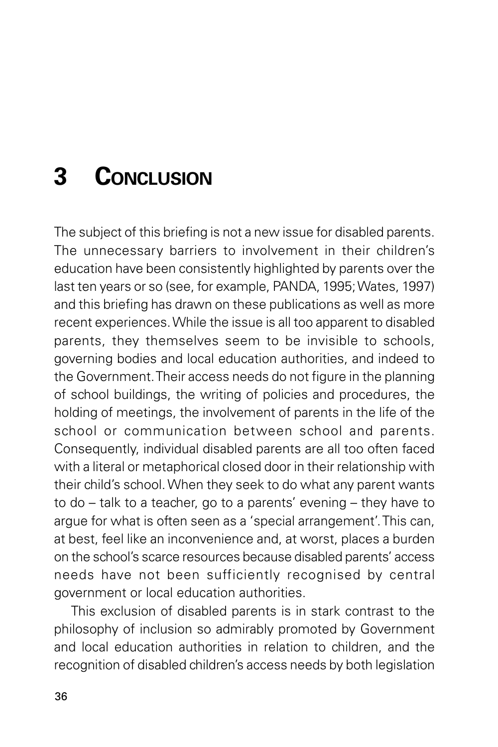# 3 Conclusion

The subject of this briefing is not a new issue for disabled parents. The unnecessary barriers to involvement in their children's education have been consistently highlighted by parents over the last ten years or so (see, for example, PANDA, 1995; Wates, 1997) and this briefing has drawn on these publications as well as more recent experiences. While the issue is all too apparent to disabled parents, they themselves seem to be invisible to schools, governing bodies and local education authorities, and indeed to the Government. Their access needs do not figure in the planning of school buildings, the writing of policies and procedures, the holding of meetings, the involvement of parents in the life of the school or communication between school and parents. Consequently, individual disabled parents are all too often faced with a literal or metaphorical closed door in their relationship with their child's school. When they seek to do what any parent wants to do – talk to a teacher, go to a parents' evening – they have to argue for what is often seen as a 'special arrangement'. This can, at best, feel like an inconvenience and, at worst, places a burden on the school's scarce resources because disabled parents' access needs have not been sufficiently recognised by central government or local education authorities.

This exclusion of disabled parents is in stark contrast to the philosophy of inclusion so admirably promoted by Government and local education authorities in relation to children, and the recognition of disabled children's access needs by both legislation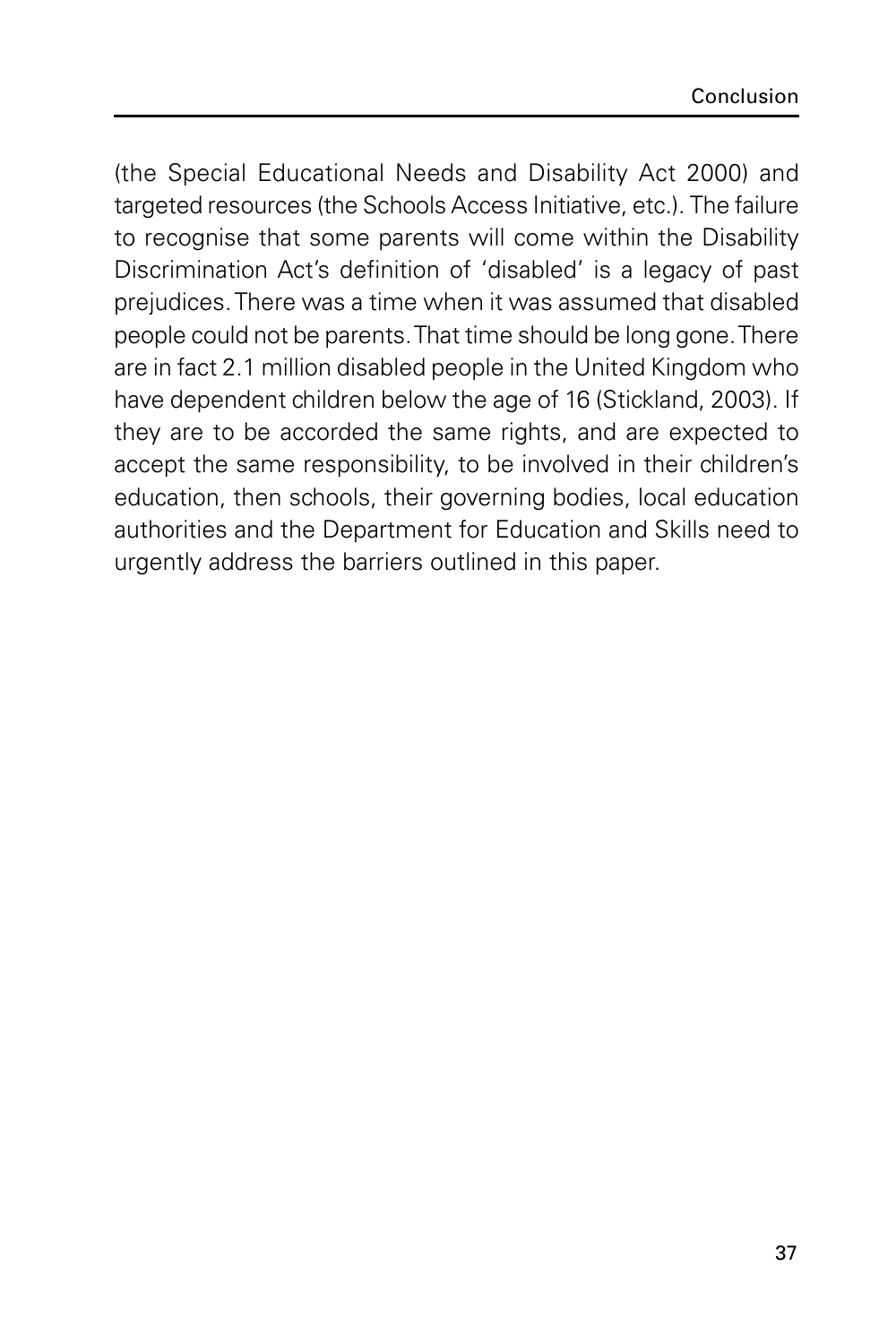(the Special Educational Needs and Disability Act 2000) and targeted resources (the Schools Access Initiative, etc.). The failure to recognise that some parents will come within the Disability Discrimination Act's definition of 'disabled' is a legacy of past prejudices. There was a time when it was assumed that disabled people could not be parents. That time should be long gone. There are in fact 2.1 million disabled people in the United Kingdom who have dependent children below the age of 16 (Stickland, 2003). If they are to be accorded the same rights, and are expected to accept the same responsibility, to be involved in their children's education, then schools, their governing bodies, local education authorities and the Department for Education and Skills need to urgently address the barriers outlined in this paper.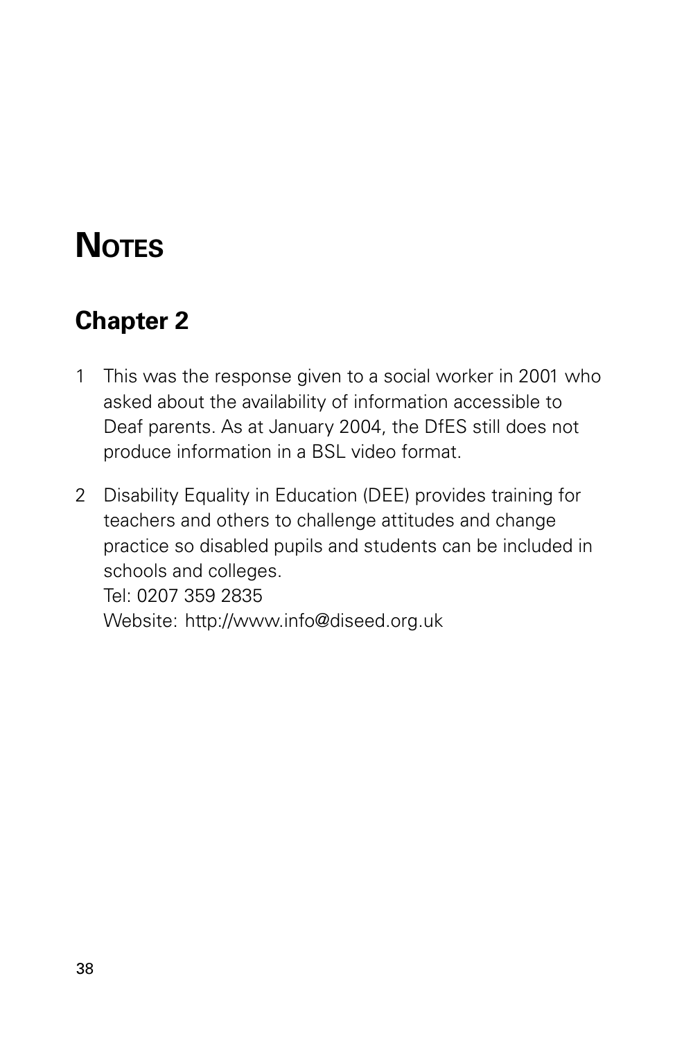# Notes

## Chapter 2

1. This was the response given to a social worker in 2001 who asked about the availability of information accessible to Deaf parents. As at January 2004, the DfES still does not produce information in a BSL video format.

2. Disability Equality in Education (DEE) provides training for teachers and others to challenge attitudes and change practice so disabled pupils and students can be included in schools and colleges.
   Tel: 0207 359 2835
   Website: http://www.info@diseed.org.uk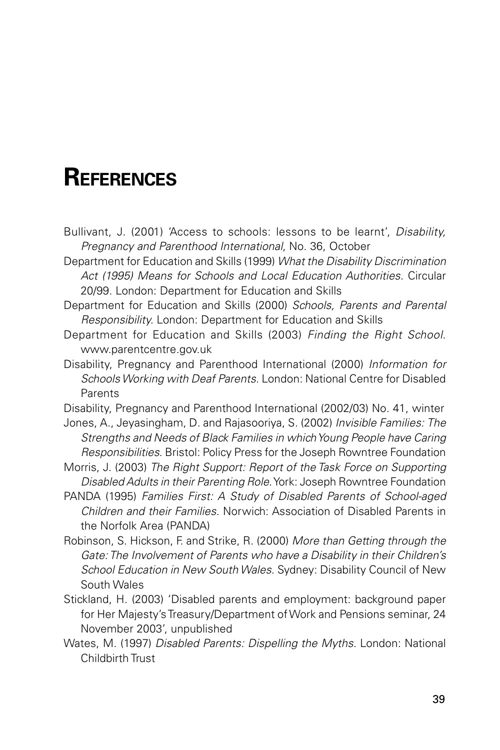# References

Bullivant, J. (2001) 'Access to schools: lessons to be learnt', *Disability, Pregnancy and Parenthood International*, No. 36, October

Department for Education and Skills (1999) *What the Disability Discrimination Act (1995) Means for Schools and Local Education Authorities*. Circular 20/99. London: Department for Education and Skills

Department for Education and Skills (2000) *Schools, Parents and Parental Responsibility*. London: Department for Education and Skills

Department for Education and Skills (2003) *Finding the Right School*. www.parentcentre.gov.uk

Disability, Pregnancy and Parenthood International (2000) *Information for Schools Working with Deaf Parents*. London: National Centre for Disabled Parents

Disability, Pregnancy and Parenthood International (2002/03) No. 41, winter

Jones, A., Jeyasingham, D. and Rajasooriya, S. (2002) *Invisible Families: The Strengths and Needs of Black Families in which Young People have Caring Responsibilities*. Bristol: Policy Press for the Joseph Rowntree Foundation

Morris, J. (2003) *The Right Support: Report of the Task Force on Supporting Disabled Adults in their Parenting Role*. York: Joseph Rowntree Foundation

PANDA (1995) *Families First: A Study of Disabled Parents of School-aged Children and their Families*. Norwich: Association of Disabled Parents in the Norfolk Area (PANDA)

Robinson, S. Hickson, F. and Strike, R. (2000) *More than Getting through the Gate: The Involvement of Parents who have a Disability in their Children's School Education in New South Wales*. Sydney: Disability Council of New South Wales

Stickland, H. (2003) 'Disabled parents and employment: background paper for Her Majesty's Treasury/Department of Work and Pensions seminar, 24 November 2003', unpublished

Wates, M. (1997) *Disabled Parents: Dispelling the Myths*. London: National Childbirth Trust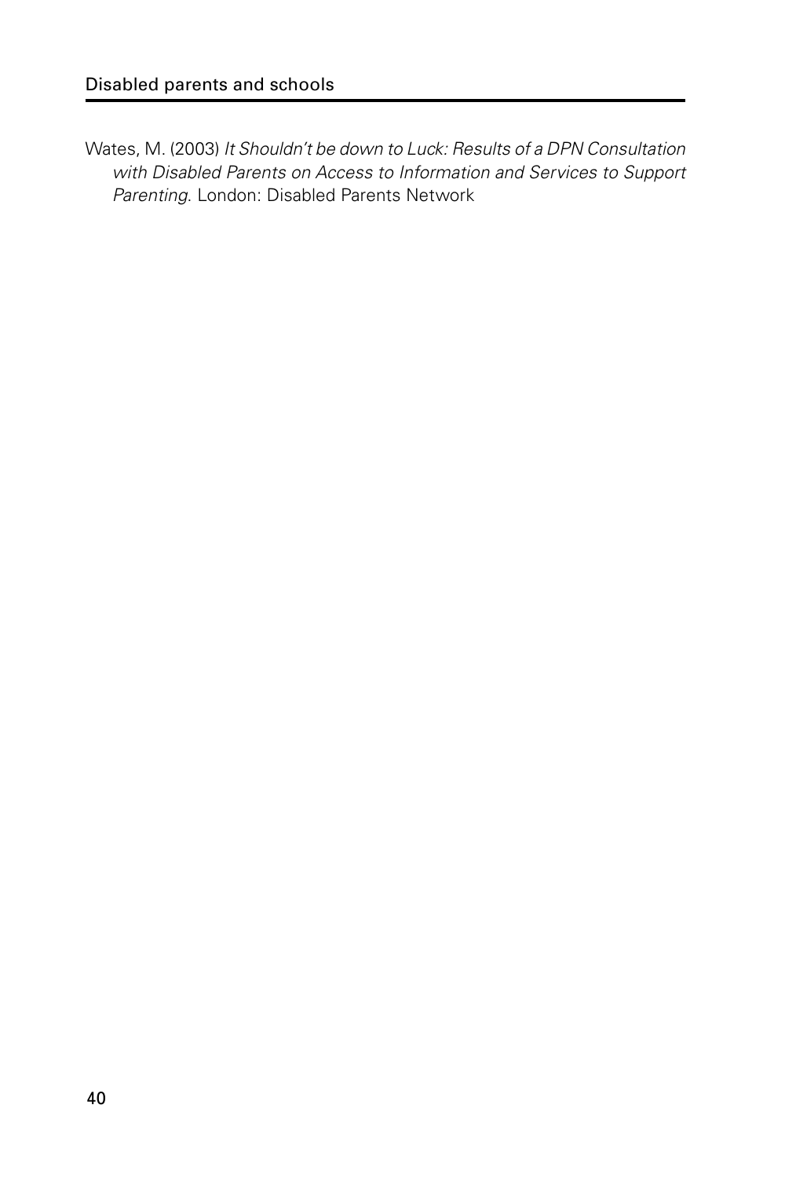Wates, M. (2003) *It Shouldn't be down to Luck: Results of a DPN Consultation with Disabled Parents on Access to Information and Services to Support Parenting*. London: Disabled Parents Network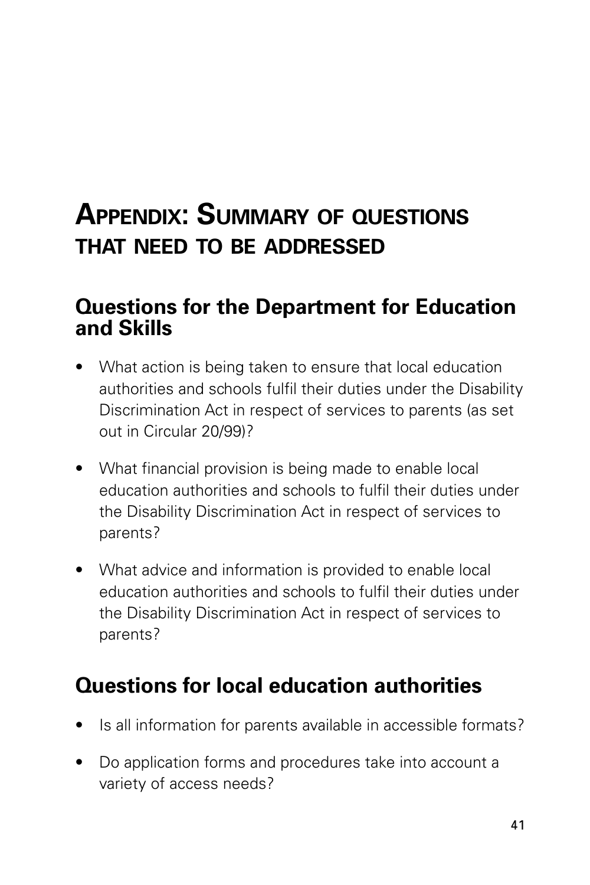# Appendix: Summary of questions that need to be addressed

## Questions for the Department for Education and Skills

- What action is being taken to ensure that local education authorities and schools fulfil their duties under the Disability Discrimination Act in respect of services to parents (as set out in Circular 20/99)?
- What financial provision is being made to enable local education authorities and schools to fulfil their duties under the Disability Discrimination Act in respect of services to parents?
- What advice and information is provided to enable local education authorities and schools to fulfil their duties under the Disability Discrimination Act in respect of services to parents?

## Questions for local education authorities

- Is all information for parents available in accessible formats?
- Do application forms and procedures take into account a variety of access needs?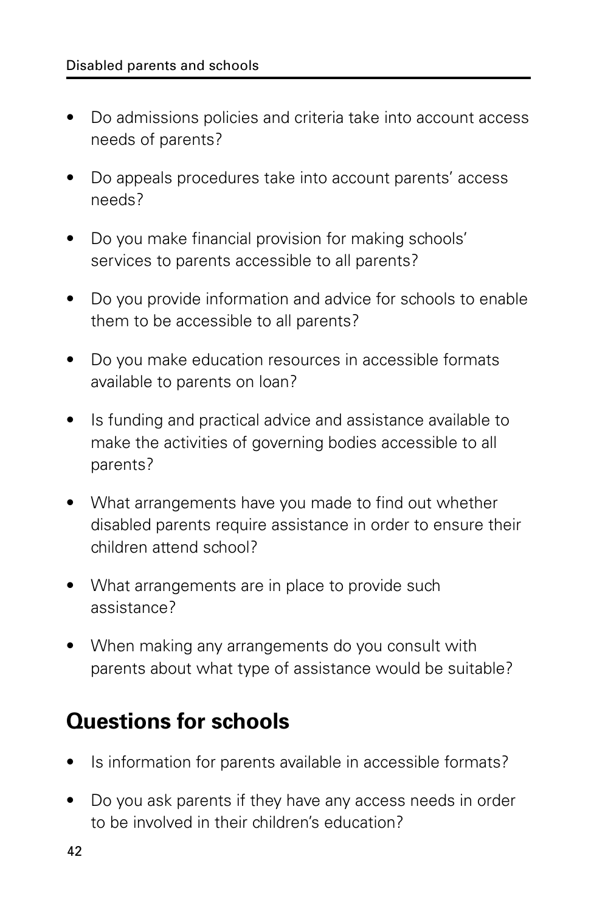- Do admissions policies and criteria take into account access needs of parents?
- Do appeals procedures take into account parents' access needs?
- Do you make financial provision for making schools' services to parents accessible to all parents?
- Do you provide information and advice for schools to enable them to be accessible to all parents?
- Do you make education resources in accessible formats available to parents on loan?
- Is funding and practical advice and assistance available to make the activities of governing bodies accessible to all parents?
- What arrangements have you made to find out whether disabled parents require assistance in order to ensure their children attend school?
- What arrangements are in place to provide such assistance?
- When making any arrangements do you consult with parents about what type of assistance would be suitable?

## Questions for schools

- Is information for parents available in accessible formats?
- Do you ask parents if they have any access needs in order to be involved in their children's education?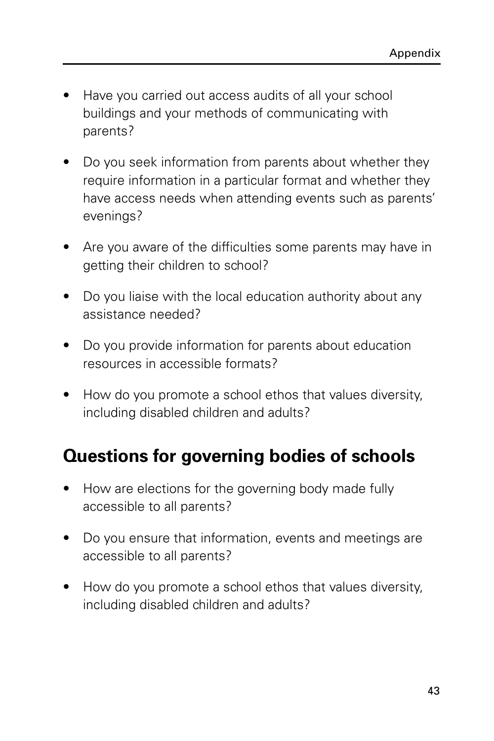- Have you carried out access audits of all your school buildings and your methods of communicating with parents?
- Do you seek information from parents about whether they require information in a particular format and whether they have access needs when attending events such as parents' evenings?
- Are you aware of the difficulties some parents may have in getting their children to school?
- Do you liaise with the local education authority about any assistance needed?
- Do you provide information for parents about education resources in accessible formats?
- How do you promote a school ethos that values diversity, including disabled children and adults?

## Questions for governing bodies of schools

- How are elections for the governing body made fully accessible to all parents?
- Do you ensure that information, events and meetings are accessible to all parents?
- How do you promote a school ethos that values diversity, including disabled children and adults?